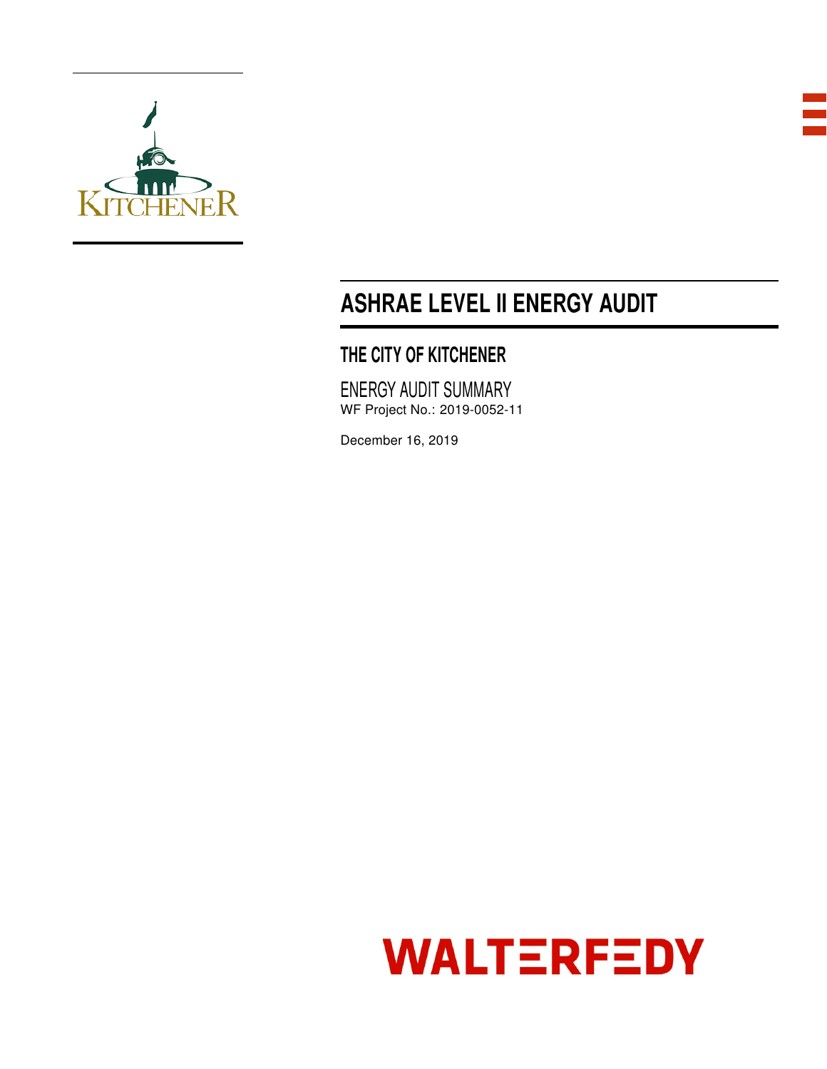# ASHRAE LEVEL II ENERGY AUDIT

## THE CITY OF KITCHENER

ENERGY AUDIT SUMMARY

WF Project No.: 2019-0052-11

December 16, 2019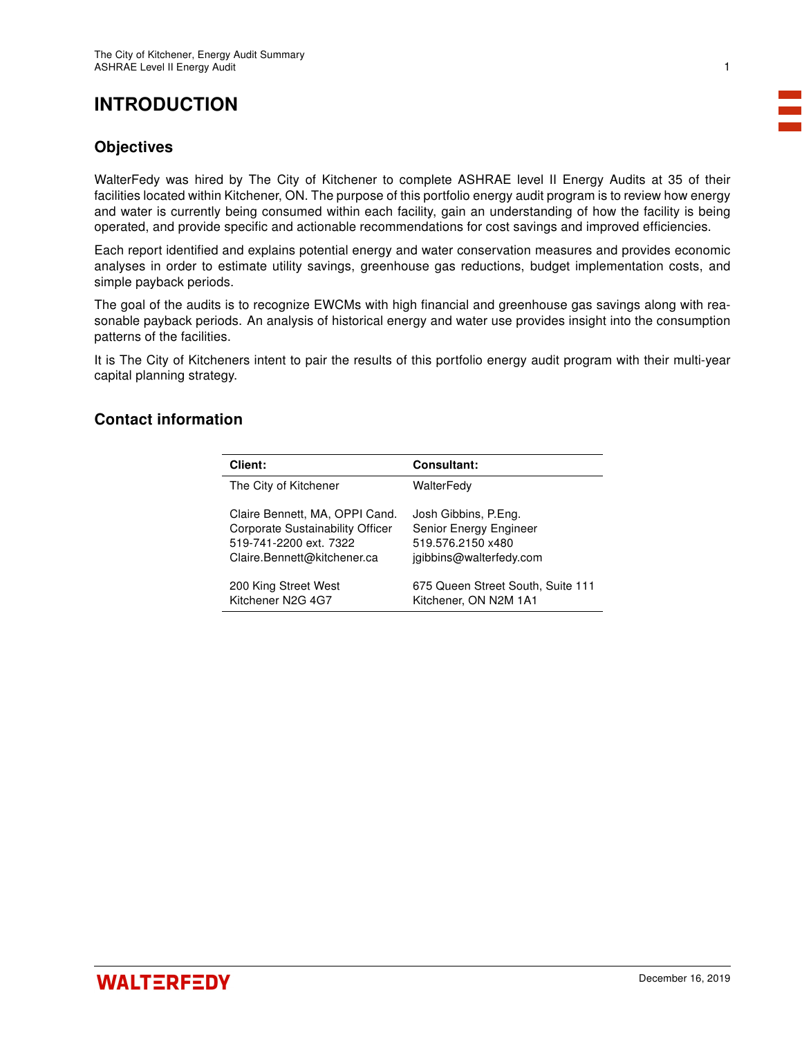# INTRODUCTION

## Objectives

WalterFedy was hired by The City of Kitchener to complete ASHRAE level II Energy Audits at 35 of their facilities located within Kitchener, ON. The purpose of this portfolio energy audit program is to review how energy and water is currently being consumed within each facility, gain an understanding of how the facility is being operated, and provide specific and actionable recommendations for cost savings and improved efficiencies.

Each report identified and explains potential energy and water conservation measures and provides economic analyses in order to estimate utility savings, greenhouse gas reductions, budget implementation costs, and simple payback periods.

The goal of the audits is to recognize EWCMs with high financial and greenhouse gas savings along with reasonable payback periods. An analysis of historical energy and water use provides insight into the consumption patterns of the facilities.

It is The City of Kitcheners intent to pair the results of this portfolio energy audit program with their multi-year capital planning strategy.

## Contact information

| Client: | Consultant: |
|---|---|
| The City of Kitchener | WalterFedy |
| Claire Bennett, MA, OPPI Cand.<br>Corporate Sustainability Officer<br>519-741-2200 ext. 7322<br>Claire.Bennett@kitchener.ca | Josh Gibbins, P.Eng.<br>Senior Energy Engineer<br>519.576.2150 x480<br>jgibbins@walterfedy.com |
| 200 King Street West<br>Kitchener N2G 4G7 | 675 Queen Street South, Suite 111<br>Kitchener, ON N2M 1A1 |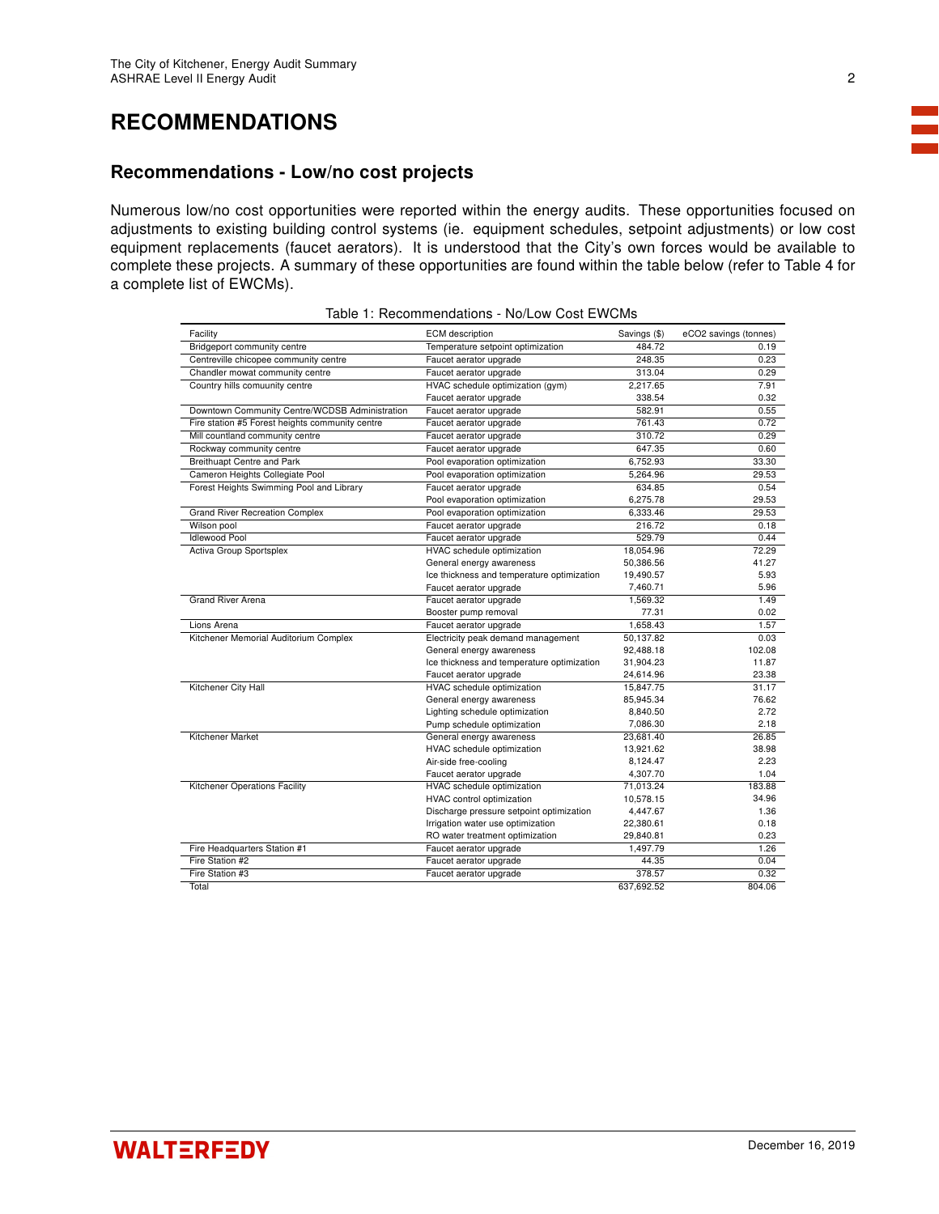# RECOMMENDATIONS

## Recommendations - Low/no cost projects

Numerous low/no cost opportunities were reported within the energy audits. These opportunities focused on adjustments to existing building control systems (ie. equipment schedules, setpoint adjustments) or low cost equipment replacements (faucet aerators). It is understood that the City's own forces would be available to complete these projects. A summary of these opportunities are found within the table below (refer to Table 4 for a complete list of EWCMs).

Table 1: Recommendations - No/Low Cost EWCMs

| Facility | ECM description | Savings ($) | eCO2 savings (tonnes) |
|---|---|---|---|
| Bridgeport community centre | Temperature setpoint optimization | 484.72 | 0.19 |
| Centreville chicopee community centre | Faucet aerator upgrade | 248.35 | 0.23 |
| Chandler mowat community centre | Faucet aerator upgrade | 313.04 | 0.29 |
| Country hills comuunity centre | HVAC schedule optimization (gym) | 2,217.65 | 7.91 |
| | Faucet aerator upgrade | 338.54 | 0.32 |
| Downtown Community Centre/WCDSB Administration | Faucet aerator upgrade | 582.91 | 0.55 |
| Fire station #5 Forest heights community centre | Faucet aerator upgrade | 761.43 | 0.72 |
| Mill countland community centre | Faucet aerator upgrade | 310.72 | 0.29 |
| Rockway community centre | Faucet aerator upgrade | 647.35 | 0.60 |
| Breithuapt Centre and Park | Pool evaporation optimization | 6,752.93 | 33.30 |
| Cameron Heights Collegiate Pool | Pool evaporation optimization | 5,264.96 | 29.53 |
| Forest Heights Swimming Pool and Library | Faucet aerator upgrade | 634.85 | 0.54 |
| | Pool evaporation optimization | 6,275.78 | 29.53 |
| Grand River Recreation Complex | Pool evaporation optimization | 6,333.46 | 29.53 |
| Wilson pool | Faucet aerator upgrade | 216.72 | 0.18 |
| Idlewood Pool | Faucet aerator upgrade | 529.79 | 0.44 |
| Activa Group Sportsplex | HVAC schedule optimization | 18,054.96 | 72.29 |
| | General energy awareness | 50,386.56 | 41.27 |
| | Ice thickness and temperature optimization | 19,490.57 | 5.93 |
| | Faucet aerator upgrade | 7,460.71 | 5.96 |
| Grand River Arena | Faucet aerator upgrade | 1,569.32 | 1.49 |
| | Booster pump removal | 77.31 | 0.02 |
| Lions Arena | Faucet aerator upgrade | 1,658.43 | 1.57 |
| Kitchener Memorial Auditorium Complex | Electricity peak demand management | 50,137.82 | 0.03 |
| | General energy awareness | 92,488.18 | 102.08 |
| | Ice thickness and temperature optimization | 31,904.23 | 11.87 |
| | Faucet aerator upgrade | 24,614.96 | 23.38 |
| Kitchener City Hall | HVAC schedule optimization | 15,847.75 | 31.17 |
| | General energy awareness | 85,945.34 | 76.62 |
| | Lighting schedule optimization | 8,840.50 | 2.72 |
| | Pump schedule optimization | 7,086.30 | 2.18 |
| Kitchener Market | General energy awareness | 23,681.40 | 26.85 |
| | HVAC schedule optimization | 13,921.62 | 38.98 |
| | Air-side free-cooling | 8,124.47 | 2.23 |
| | Faucet aerator upgrade | 4,307.70 | 1.04 |
| Kitchener Operations Facility | HVAC schedule optimization | 71,013.24 | 183.88 |
| | HVAC control optimization | 10,578.15 | 34.96 |
| | Discharge pressure setpoint optimization | 4,447.67 | 1.36 |
| | Irrigation water use optimization | 22,380.61 | 0.18 |
| | RO water treatment optimization | 29,840.81 | 0.23 |
| Fire Headquarters Station #1 | Faucet aerator upgrade | 1,497.79 | 1.26 |
| Fire Station #2 | Faucet aerator upgrade | 44.35 | 0.04 |
| Fire Station #3 | Faucet aerator upgrade | 378.57 | 0.32 |
| Total | | 637,692.52 | 804.06 |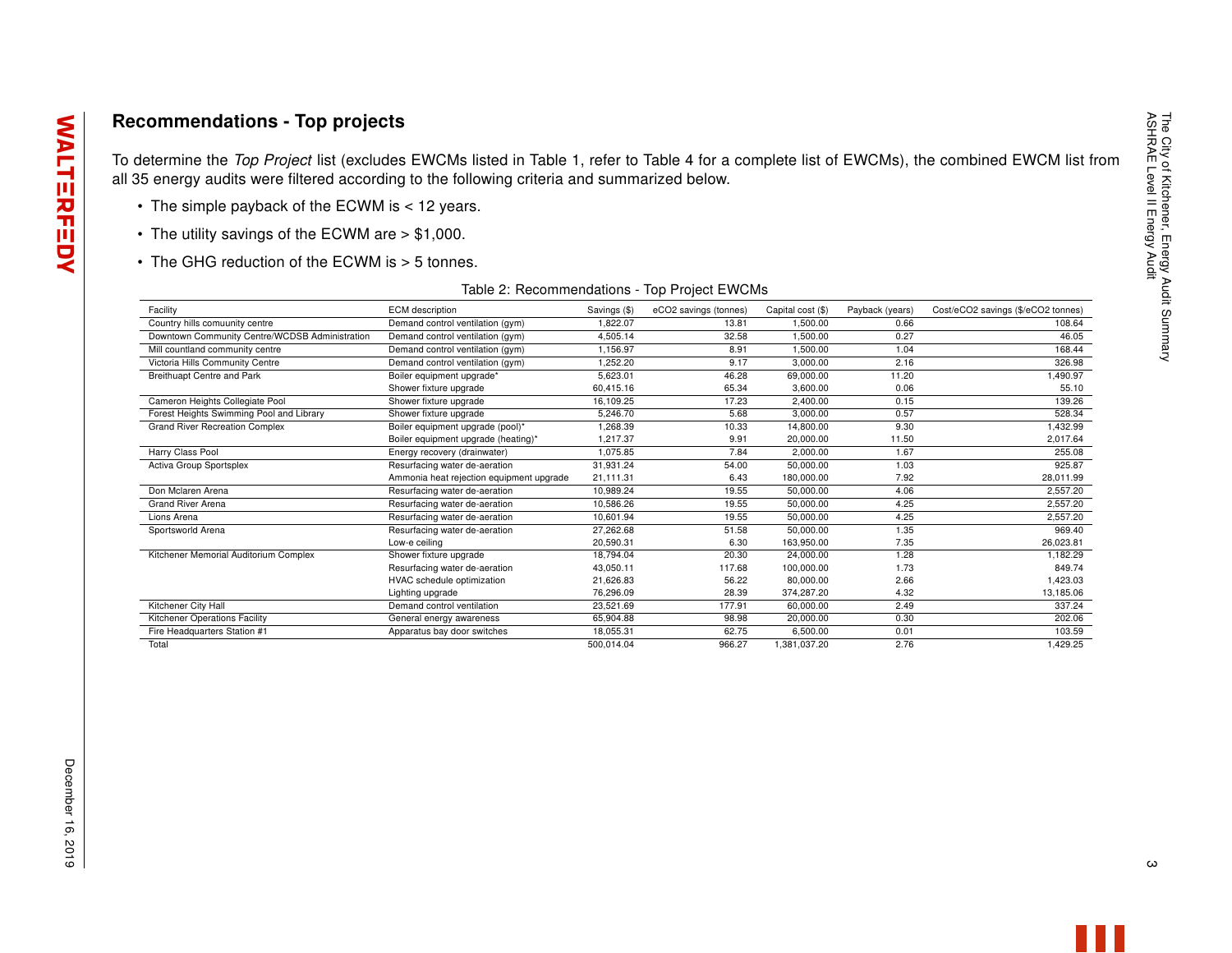## Recommendations - Top projects

To determine the *Top Project* list (excludes EWCMs listed in Table 1, refer to Table 4 for a complete list of EWCMs), the combined EWCM list from all 35 energy audits were filtered according to the following criteria and summarized below.

- The simple payback of the ECWM is < 12 years.
- The utility savings of the ECWM are > $1,000.
- The GHG reduction of the ECWM is > 5 tonnes.

Table 2: Recommendations - Top Project EWCMs

| Facility | ECM description | Savings ($) | eCO2 savings (tonnes) | Capital cost ($) | Payback (years) | Cost/eCO2 savings ($/eCO2 tonnes) |
|---|---|---|---|---|---|---|
| Country hills comuunity centre | Demand control ventilation (gym) | 1,822.07 | 13.81 | 1,500.00 | 0.66 | 108.64 |
| Downtown Community Centre/WCDSB Administration | Demand control ventilation (gym) | 4,505.14 | 32.58 | 1,500.00 | 0.27 | 46.05 |
| Mill countland community centre | Demand control ventilation (gym) | 1,156.97 | 8.91 | 1,500.00 | 1.04 | 168.44 |
| Victoria Hills Community Centre | Demand control ventilation (gym) | 1,252.20 | 9.17 | 3,000.00 | 2.16 | 326.98 |
| Breithuapt Centre and Park | Boiler equipment upgrade* | 5,623.01 | 46.28 | 69,000.00 | 11.20 | 1,490.97 |
| | Shower fixture upgrade | 60,415.16 | 65.34 | 3,600.00 | 0.06 | 55.10 |
| Cameron Heights Collegiate Pool | Shower fixture upgrade | 16,109.25 | 17.23 | 2,400.00 | 0.15 | 139.26 |
| Forest Heights Swimming Pool and Library | Shower fixture upgrade | 5,246.70 | 5.68 | 3,000.00 | 0.57 | 528.34 |
| Grand River Recreation Complex | Boiler equipment upgrade (pool)* | 1,268.39 | 10.33 | 14,800.00 | 9.30 | 1,432.99 |
| | Boiler equipment upgrade (heating)* | 1,217.37 | 9.91 | 20,000.00 | 11.50 | 2,017.64 |
| Harry Class Pool | Energy recovery (drainwater) | 1,075.85 | 7.84 | 2,000.00 | 1.67 | 255.08 |
| Activa Group Sportsplex | Resurfacing water de-aeration | 31,931.24 | 54.00 | 50,000.00 | 1.03 | 925.87 |
| | Ammonia heat rejection equipment upgrade | 21,111.31 | 6.43 | 180,000.00 | 7.92 | 28,011.99 |
| Don Mclaren Arena | Resurfacing water de-aeration | 10,989.24 | 19.55 | 50,000.00 | 4.06 | 2,557.20 |
| Grand River Arena | Resurfacing water de-aeration | 10,586.26 | 19.55 | 50,000.00 | 4.25 | 2,557.20 |
| Lions Arena | Resurfacing water de-aeration | 10,601.94 | 19.55 | 50,000.00 | 4.25 | 2,557.20 |
| Sportsworld Arena | Resurfacing water de-aeration | 27,262.68 | 51.58 | 50,000.00 | 1.35 | 969.40 |
| | Low-e ceiling | 20,590.31 | 6.30 | 163,950.00 | 7.35 | 26,023.81 |
| Kitchener Memorial Auditorium Complex | Shower fixture upgrade | 18,794.04 | 20.30 | 24,000.00 | 1.28 | 1,182.29 |
| | Resurfacing water de-aeration | 43,050.11 | 117.68 | 100,000.00 | 1.73 | 849.74 |
| | HVAC schedule optimization | 21,626.83 | 56.22 | 80,000.00 | 2.66 | 1,423.03 |
| | Lighting upgrade | 76,296.09 | 28.39 | 374,287.20 | 4.32 | 13,185.06 |
| Kitchener City Hall | Demand control ventilation | 23,521.69 | 177.91 | 60,000.00 | 2.49 | 337.24 |
| Kitchener Operations Facility | General energy awareness | 65,904.88 | 98.98 | 20,000.00 | 0.30 | 202.06 |
| Fire Headquarters Station #1 | Apparatus bay door switches | 18,055.31 | 62.75 | 6,500.00 | 0.01 | 103.59 |
| Total | | 500,014.04 | 966.27 | 1,381,037.20 | 2.76 | 1,429.25 |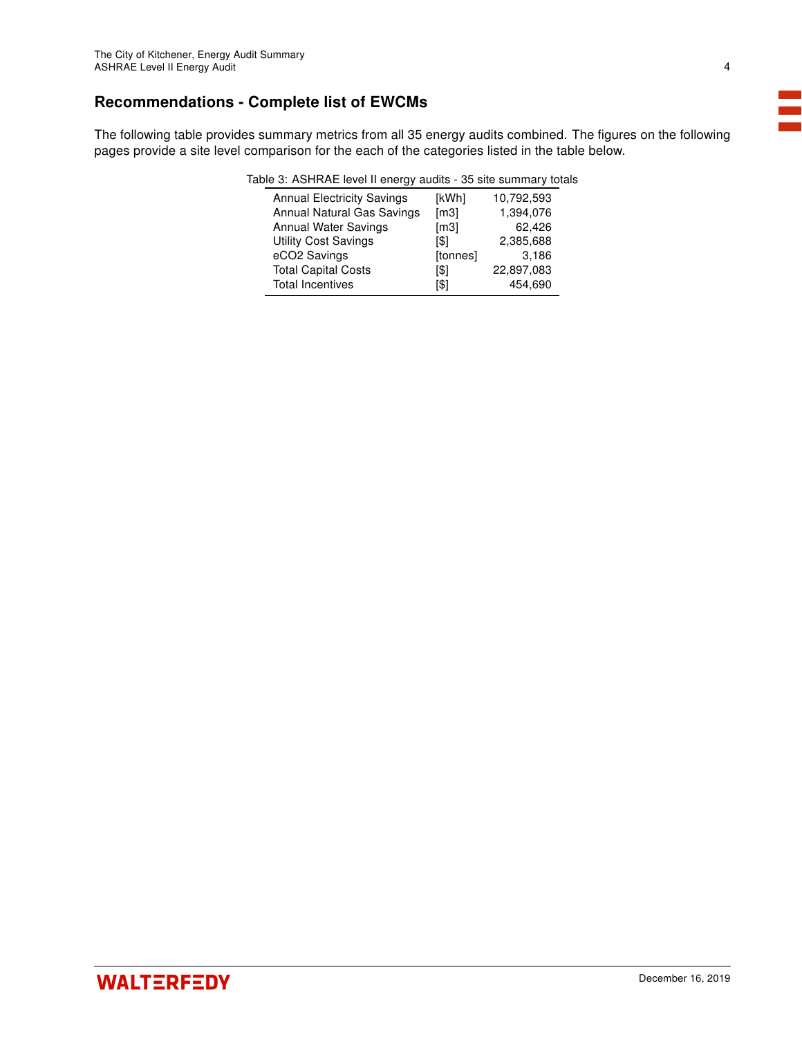## Recommendations - Complete list of EWCMs

The following table provides summary metrics from all 35 energy audits combined. The figures on the following pages provide a site level comparison for the each of the categories listed in the table below.

Table 3: ASHRAE level II energy audits - 35 site summary totals

| | | |
|---|---|---:|
| Annual Electricity Savings | [kWh] | 10,792,593 |
| Annual Natural Gas Savings | [m3] | 1,394,076 |
| Annual Water Savings | [m3] | 62,426 |
| Utility Cost Savings | [$] | 2,385,688 |
| eCO2 Savings | [tonnes] | 3,186 |
| Total Capital Costs | [$] | 22,897,083 |
| Total Incentives | [$] | 454,690 |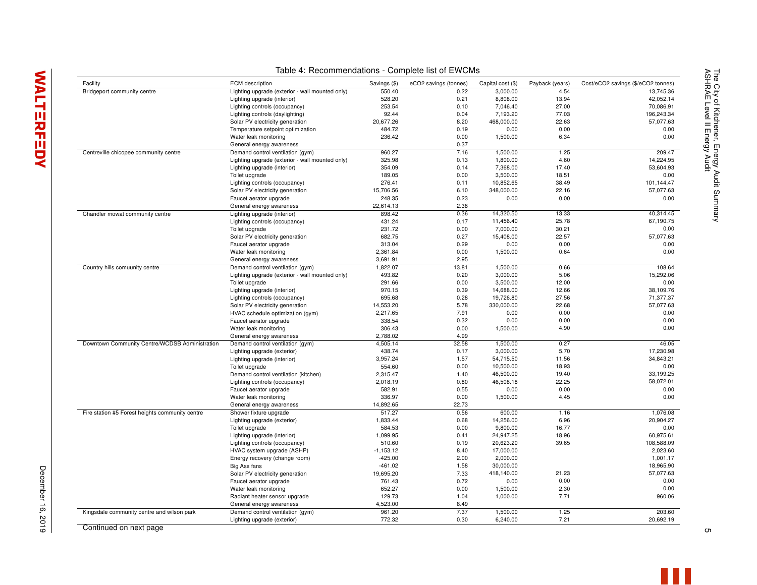Table 4: Recommendations - Complete list of EWCMs

| Facility | ECM description | Savings ($) | eCO2 savings (tonnes) | Capital cost ($) | Payback (years) | Cost/eCO2 savings ($/eCO2 tonnes) |
|---|---|---|---|---|---|---|
| Bridgeport community centre | Lighting upgrade (exterior - wall mounted only) | 550.40 | 0.22 | 3,000.00 | 4.54 | 13,745.36 |
| | Lighting upgrade (interior) | 528.20 | 0.21 | 8,808.00 | 13.94 | 42,052.14 |
| | Lighting controls (occupancy) | 253.54 | 0.10 | 7,046.40 | 27.00 | 70,086.91 |
| | Lighting controls (daylighting) | 92.44 | 0.04 | 7,193.20 | 77.03 | 196,243.34 |
| | Solar PV electricity generation | 20,677.26 | 8.20 | 468,000.00 | 22.63 | 57,077.63 |
| | Temperature setpoint optimization | 484.72 | 0.19 | 0.00 | 0.00 | 0.00 |
| | Water leak monitoring | 236.42 | 0.00 | 1,500.00 | 6.34 | 0.00 |
| | General energy awareness | | 0.37 | | | |
| Centreville chicopee community centre | Demand control ventilation (gym) | 960.27 | 7.16 | 1,500.00 | 1.25 | 209.47 |
| | Lighting upgrade (exterior - wall mounted only) | 325.98 | 0.13 | 1,800.00 | 4.60 | 14,224.95 |
| | Lighting upgrade (interior) | 354.09 | 0.14 | 7,368.00 | 17.40 | 53,604.93 |
| | Toilet upgrade | 189.05 | 0.00 | 3,500.00 | 18.51 | 0.00 |
| | Lighting controls (occupancy) | 276.41 | 0.11 | 10,852.65 | 38.49 | 101,144.47 |
| | Solar PV electricity generation | 15,706.56 | 6.10 | 348,000.00 | 22.16 | 57,077.63 |
| | Faucet aerator upgrade | 248.35 | 0.23 | 0.00 | 0.00 | 0.00 |
| | General energy awareness | 22,614.13 | 2.38 | | | |
| Chandler mowat community centre | Lighting upgrade (interior) | 898.42 | 0.36 | 14,320.50 | 13.33 | 40,314.45 |
| | Lighting controls (occupancy) | 431.24 | 0.17 | 11,456.40 | 25.78 | 67,190.75 |
| | Toilet upgrade | 231.72 | 0.00 | 7,000.00 | 30.21 | 0.00 |
| | Solar PV electricity generation | 682.75 | 0.27 | 15,408.00 | 22.57 | 57,077.63 |
| | Faucet aerator upgrade | 313.04 | 0.29 | 0.00 | 0.00 | 0.00 |
| | Water leak monitoring | 2,361.84 | 0.00 | 1,500.00 | 0.64 | 0.00 |
| | General energy awareness | 3,691.91 | 2.95 | | | |
| Country hills comuunity centre | Demand control ventilation (gym) | 1,822.07 | 13.81 | 1,500.00 | 0.66 | 108.64 |
| | Lighting upgrade (exterior - wall mounted only) | 493.82 | 0.20 | 3,000.00 | 5.06 | 15,292.06 |
| | Toilet upgrade | 291.66 | 0.00 | 3,500.00 | 12.00 | 0.00 |
| | Lighting upgrade (interior) | 970.15 | 0.39 | 14,688.00 | 12.66 | 38,109.76 |
| | Lighting controls (occupancy) | 695.68 | 0.28 | 19,726.80 | 27.56 | 71,377.37 |
| | Solar PV electricity generation | 14,553.20 | 5.78 | 330,000.00 | 22.68 | 57,077.63 |
| | HVAC schedule optimization (gym) | 2,217.65 | 7.91 | 0.00 | 0.00 | 0.00 |
| | Faucet aerator upgrade | 338.54 | 0.32 | 0.00 | 0.00 | 0.00 |
| | Water leak monitoring | 306.43 | 0.00 | 1,500.00 | 4.90 | 0.00 |
| | General energy awareness | 2,788.02 | 4.99 | | | |
| Downtown Community Centre/WCDSB Administration | Demand control ventilation (gym) | 4,505.14 | 32.58 | 1,500.00 | 0.27 | 46.05 |
| | Lighting upgrade (exterior) | 438.74 | 0.17 | 3,000.00 | 5.70 | 17,230.98 |
| | Lighting upgrade (interior) | 3,957.24 | 1.57 | 54,715.50 | 11.56 | 34,843.21 |
| | Toilet upgrade | 554.60 | 0.00 | 10,500.00 | 18.93 | 0.00 |
| | Demand control ventilation (kitchen) | 2,315.47 | 1.40 | 46,500.00 | 19.40 | 33,199.25 |
| | Lighting controls (occupancy) | 2,018.19 | 0.80 | 46,508.18 | 22.25 | 58,072.01 |
| | Faucet aerator upgrade | 582.91 | 0.55 | 0.00 | 0.00 | 0.00 |
| | Water leak monitoring | 336.97 | 0.00 | 1,500.00 | 4.45 | 0.00 |
| | General energy awareness | 14,892.65 | 22.73 | | | |
| Fire station #5 Forest heights community centre | Shower fixture upgrade | 517.27 | 0.56 | 600.00 | 1.16 | 1,076.08 |
| | Lighting upgrade (exterior) | 1,833.44 | 0.68 | 14,256.00 | 6.96 | 20,904.27 |
| | Toilet upgrade | 584.53 | 0.00 | 9,800.00 | 16.77 | 0.00 |
| | Lighting upgrade (interior) | 1,099.95 | 0.41 | 24,947.25 | 18.96 | 60,975.61 |
| | Lighting controls (occupancy) | 510.60 | 0.19 | 20,623.20 | 39.65 | 108,588.09 |
| | HVAC system upgrade (ASHP) | -1,153.12 | 8.40 | 17,000.00 | | 2,023.60 |
| | Energy recovery (change room) | -425.00 | 2.00 | 2,000.00 | | 1,001.17 |
| | Big Ass fans | -461.02 | 1.58 | 30,000.00 | | 18,965.90 |
| | Solar PV electricity generation | 19,695.20 | 7.33 | 418,140.00 | 21.23 | 57,077.63 |
| | Faucet aerator upgrade | 761.43 | 0.72 | 0.00 | 0.00 | 0.00 |
| | Water leak monitoring | 652.27 | 0.00 | 1,500.00 | 2.30 | 0.00 |
| | Radiant heater sensor upgrade | 129.73 | 1.04 | 1,000.00 | 7.71 | 960.06 |
| | General energy awareness | 4,523.00 | 8.49 | | | |
| Kingsdale community centre and wilson park | Demand control ventilation (gym) | 961.20 | 7.37 | 1,500.00 | 1.25 | 203.60 |
| | Lighting upgrade (exterior) | 772.32 | 0.30 | 6,240.00 | 7.21 | 20,692.19 |

Continued on next page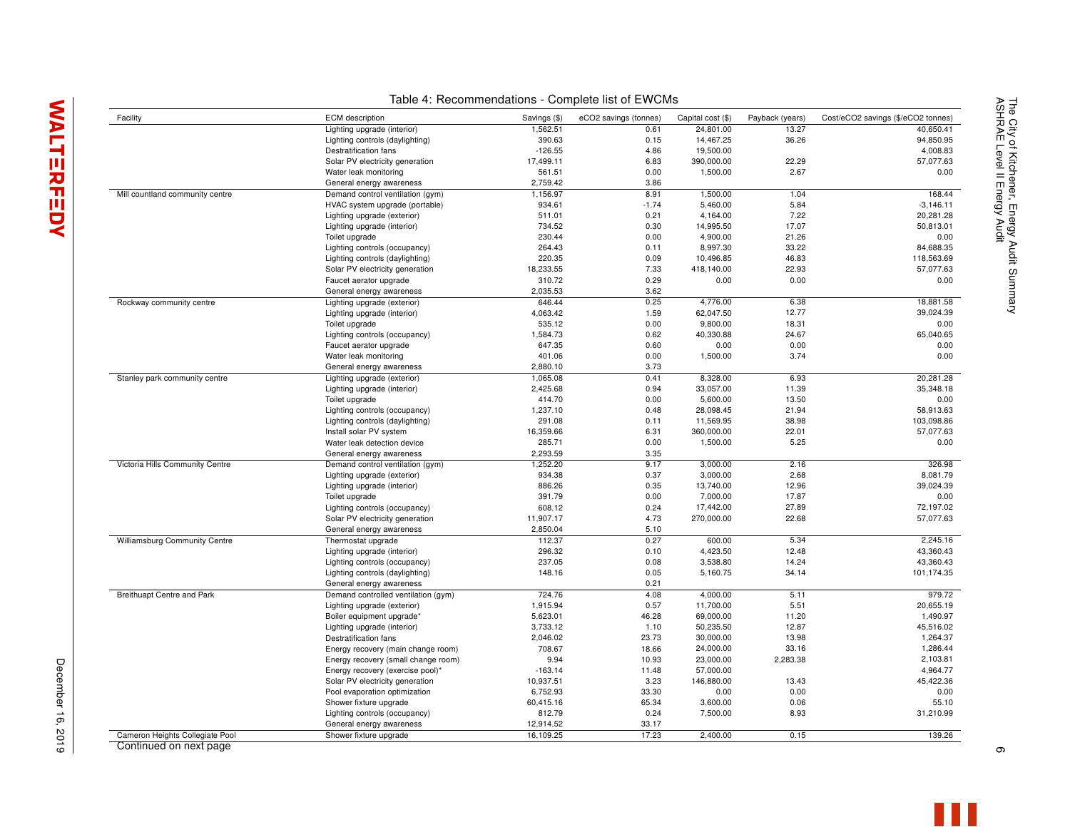Table 4: Recommendations - Complete list of EWCMs

| Facility | ECM description | Savings ($) | eCO2 savings (tonnes) | Capital cost ($) | Payback (years) | Cost/eCO2 savings ($/eCO2 tonnes) |
|---|---|---|---|---|---|---|
| | Lighting upgrade (interior) | 1,562.51 | 0.61 | 24,801.00 | 13.27 | 40,650.41 |
| | Lighting controls (daylighting) | 390.63 | 0.15 | 14,467.25 | 36.26 | 94,850.95 |
| | Destratification fans | -126.55 | 4.86 | 19,500.00 | | 4,008.83 |
| | Solar PV electricity generation | 17,499.11 | 6.83 | 390,000.00 | 22.29 | 57,077.63 |
| | Water leak monitoring | 561.51 | 0.00 | 1,500.00 | 2.67 | 0.00 |
| | General energy awareness | 2,759.42 | 3.86 | | | |
| Mill countland community centre | Demand control ventilation (gym) | 1,156.97 | 8.91 | 1,500.00 | 1.04 | 168.44 |
| | HVAC system upgrade (portable) | 934.61 | -1.74 | 5,460.00 | 5.84 | -3,146.11 |
| | Lighting upgrade (exterior) | 511.01 | 0.21 | 4,164.00 | 7.22 | 20,281.28 |
| | Lighting upgrade (interior) | 734.52 | 0.30 | 14,995.50 | 17.07 | 50,813.01 |
| | Toilet upgrade | 230.44 | 0.00 | 4,900.00 | 21.26 | 0.00 |
| | Lighting controls (occupancy) | 264.43 | 0.11 | 8,997.30 | 33.22 | 84,688.35 |
| | Lighting controls (daylighting) | 220.35 | 0.09 | 10,496.85 | 46.83 | 118,563.69 |
| | Solar PV electricity generation | 18,233.55 | 7.33 | 418,140.00 | 22.93 | 57,077.63 |
| | Faucet aerator upgrade | 310.72 | 0.29 | 0.00 | 0.00 | 0.00 |
| | General energy awareness | 2,035.53 | 3.62 | | | |
| Rockway community centre | Lighting upgrade (exterior) | 646.44 | 0.25 | 4,776.00 | 6.38 | 18,881.58 |
| | Lighting upgrade (interior) | 4,063.42 | 1.59 | 62,047.50 | 12.77 | 39,024.39 |
| | Toilet upgrade | 535.12 | 0.00 | 9,800.00 | 18.31 | 0.00 |
| | Lighting controls (occupancy) | 1,584.73 | 0.62 | 40,330.88 | 24.67 | 65,040.65 |
| | Faucet aerator upgrade | 647.35 | 0.60 | 0.00 | 0.00 | 0.00 |
| | Water leak monitoring | 401.06 | 0.00 | 1,500.00 | 3.74 | 0.00 |
| | General energy awareness | 2,880.10 | 3.73 | | | |
| Stanley park community centre | Lighting upgrade (exterior) | 1,065.08 | 0.41 | 8,328.00 | 6.93 | 20,281.28 |
| | Lighting upgrade (interior) | 2,425.68 | 0.94 | 33,057.00 | 11.39 | 35,348.18 |
| | Toilet upgrade | 414.70 | 0.00 | 5,600.00 | 13.50 | 0.00 |
| | Lighting controls (occupancy) | 1,237.10 | 0.48 | 28,098.45 | 21.94 | 58,913.63 |
| | Lighting controls (daylighting) | 291.08 | 0.11 | 11,569.95 | 38.98 | 103,098.86 |
| | Install solar PV system | 16,359.66 | 6.31 | 360,000.00 | 22.01 | 57,077.63 |
| | Water leak detection device | 285.71 | 0.00 | 1,500.00 | 5.25 | 0.00 |
| | General energy awareness | 2,293.59 | 3.35 | | | |
| Victoria Hills Community Centre | Demand control ventilation (gym) | 1,252.20 | 9.17 | 3,000.00 | 2.16 | 326.98 |
| | Lighting upgrade (exterior) | 934.38 | 0.37 | 3,000.00 | 2.68 | 8,081.79 |
| | Lighting upgrade (interior) | 886.26 | 0.35 | 13,740.00 | 12.96 | 39,024.39 |
| | Toilet upgrade | 391.79 | 0.00 | 7,000.00 | 17.87 | 0.00 |
| | Lighting controls (occupancy) | 608.12 | 0.24 | 17,442.00 | 27.89 | 72,197.02 |
| | Solar PV electricity generation | 11,907.17 | 4.73 | 270,000.00 | 22.68 | 57,077.63 |
| | General energy awareness | 2,850.04 | 5.10 | | | |
| Williamsburg Community Centre | Thermostat upgrade | 112.37 | 0.27 | 600.00 | 5.34 | 2,245.16 |
| | Lighting upgrade (interior) | 296.32 | 0.10 | 4,423.50 | 12.48 | 43,360.43 |
| | Lighting controls (occupancy) | 237.05 | 0.08 | 3,538.80 | 14.24 | 43,360.43 |
| | Lighting controls (daylighting) | 148.16 | 0.05 | 5,160.75 | 34.14 | 101,174.35 |
| | General energy awareness | | 0.21 | | | |
| Breithuapt Centre and Park | Demand controlled ventilation (gym) | 724.76 | 4.08 | 4,000.00 | 5.11 | 979.72 |
| | Lighting upgrade (exterior) | 1,915.94 | 0.57 | 11,700.00 | 5.51 | 20,655.19 |
| | Boiler equipment upgrade* | 5,623.01 | 46.28 | 69,000.00 | 11.20 | 1,490.97 |
| | Lighting upgrade (interior) | 3,733.12 | 1.10 | 50,235.50 | 12.87 | 45,516.02 |
| | Destratification fans | 2,046.02 | 23.73 | 30,000.00 | 13.98 | 1,264.37 |
| | Energy recovery (main change room) | 708.67 | 18.66 | 24,000.00 | 33.16 | 1,286.44 |
| | Energy recovery (small change room) | 9.94 | 10.93 | 23,000.00 | 2,283.38 | 2,103.81 |
| | Energy recovery (exercise pool)* | -163.14 | 11.48 | 57,000.00 | | 4,964.77 |
| | Solar PV electricity generation | 10,937.51 | 3.23 | 146,880.00 | 13.43 | 45,422.36 |
| | Pool evaporation optimization | 6,752.93 | 33.30 | 0.00 | 0.00 | 0.00 |
| | Shower fixture upgrade | 60,415.16 | 65.34 | 3,600.00 | 0.06 | 55.10 |
| | Lighting controls (occupancy) | 812.79 | 0.24 | 7,500.00 | 8.93 | 31,210.99 |
| | General energy awareness | 12,914.52 | 33.17 | | | |
| Cameron Heights Collegiate Pool | Shower fixture upgrade | 16,109.25 | 17.23 | 2,400.00 | 0.15 | 139.26 |

Continued on next page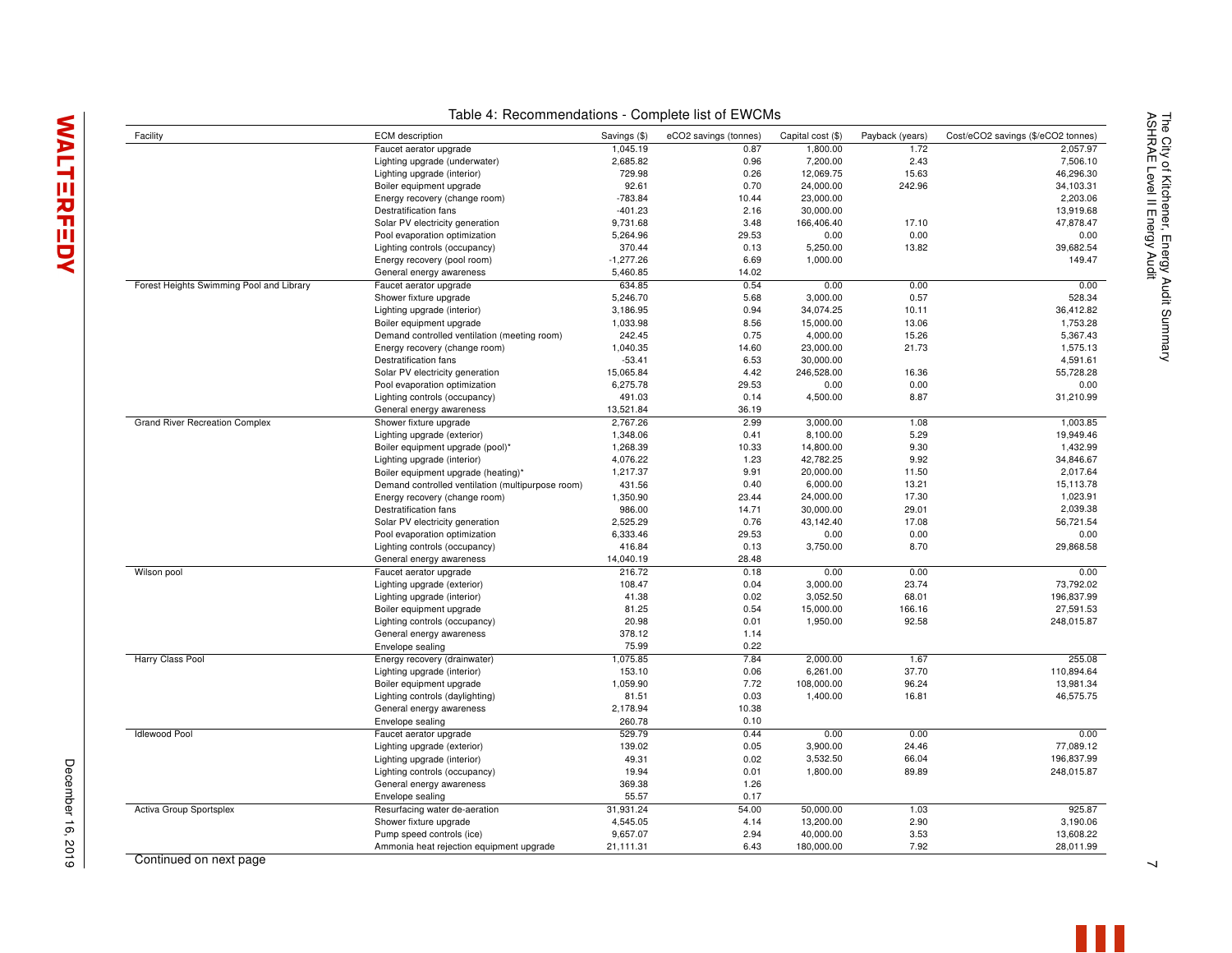Table 4: Recommendations - Complete list of EWCMs

| Facility | ECM description | Savings ($) | eCO2 savings (tonnes) | Capital cost ($) | Payback (years) | Cost/eCO2 savings ($/eCO2 tonnes) |
|---|---|---|---|---|---|---|
| | Faucet aerator upgrade | 1,045.19 | 0.87 | 1,800.00 | 1.72 | 2,057.97 |
| | Lighting upgrade (underwater) | 2,685.82 | 0.96 | 7,200.00 | 2.43 | 7,506.10 |
| | Lighting upgrade (interior) | 729.98 | 0.26 | 12,069.75 | 15.63 | 46,296.30 |
| | Boiler equipment upgrade | 92.61 | 0.70 | 24,000.00 | 242.96 | 34,103.31 |
| | Energy recovery (change room) | -783.84 | 10.44 | 23,000.00 | | 2,203.06 |
| | Destratification fans | -401.23 | 2.16 | 30,000.00 | | 13,919.68 |
| | Solar PV electricity generation | 9,731.68 | 3.48 | 166,406.40 | 17.10 | 47,878.47 |
| | Pool evaporation optimization | 5,264.96 | 29.53 | 0.00 | 0.00 | 0.00 |
| | Lighting controls (occupancy) | 370.44 | 0.13 | 5,250.00 | 13.82 | 39,682.54 |
| | Energy recovery (pool room) | -1,277.26 | 6.69 | 1,000.00 | | 149.47 |
| | General energy awareness | 5,460.85 | 14.02 | | | |
| Forest Heights Swimming Pool and Library | Faucet aerator upgrade | 634.85 | 0.54 | 0.00 | 0.00 | 0.00 |
| | Shower fixture upgrade | 5,246.70 | 5.68 | 3,000.00 | 0.57 | 528.34 |
| | Lighting upgrade (interior) | 3,186.95 | 0.94 | 34,074.25 | 10.11 | 36,412.82 |
| | Boiler equipment upgrade | 1,033.98 | 8.56 | 15,000.00 | 13.06 | 1,753.28 |
| | Demand controlled ventilation (meeting room) | 242.45 | 0.75 | 4,000.00 | 15.26 | 5,367.43 |
| | Energy recovery (change room) | 1,040.35 | 14.60 | 23,000.00 | 21.73 | 1,575.13 |
| | Destratification fans | -53.41 | 6.53 | 30,000.00 | | 4,591.61 |
| | Solar PV electricity generation | 15,065.84 | 4.42 | 246,528.00 | 16.36 | 55,728.28 |
| | Pool evaporation optimization | 6,275.78 | 29.53 | 0.00 | 0.00 | 0.00 |
| | Lighting controls (occupancy) | 491.03 | 0.14 | 4,500.00 | 8.87 | 31,210.99 |
| | General energy awareness | 13,521.84 | 36.19 | | | |
| Grand River Recreation Complex | Shower fixture upgrade | 2,767.26 | 2.99 | 3,000.00 | 1.08 | 1,003.85 |
| | Lighting upgrade (exterior) | 1,348.06 | 0.41 | 8,100.00 | 5.29 | 19,949.46 |
| | Boiler equipment upgrade (pool)* | 1,268.39 | 10.33 | 14,800.00 | 9.30 | 1,432.99 |
| | Lighting upgrade (interior) | 4,076.22 | 1.23 | 42,782.25 | 9.92 | 34,846.67 |
| | Boiler equipment upgrade (heating)* | 1,217.37 | 9.91 | 20,000.00 | 11.50 | 2,017.64 |
| | Demand controlled ventilation (multipurpose room) | 431.56 | 0.40 | 6,000.00 | 13.21 | 15,113.78 |
| | Energy recovery (change room) | 1,350.90 | 23.44 | 24,000.00 | 17.30 | 1,023.91 |
| | Destratification fans | 986.00 | 14.71 | 30,000.00 | 29.01 | 2,039.38 |
| | Solar PV electricity generation | 2,525.29 | 0.76 | 43,142.40 | 17.08 | 56,721.54 |
| | Pool evaporation optimization | 6,333.46 | 29.53 | 0.00 | 0.00 | 0.00 |
| | Lighting controls (occupancy) | 416.84 | 0.13 | 3,750.00 | 8.70 | 29,868.58 |
| | General energy awareness | 14,040.19 | 28.48 | | | |
| Wilson pool | Faucet aerator upgrade | 216.72 | 0.18 | 0.00 | 0.00 | 0.00 |
| | Lighting upgrade (exterior) | 108.47 | 0.04 | 3,000.00 | 23.74 | 73,792.02 |
| | Lighting upgrade (interior) | 41.38 | 0.02 | 3,052.50 | 68.01 | 196,837.99 |
| | Boiler equipment upgrade | 81.25 | 0.54 | 15,000.00 | 166.16 | 27,591.53 |
| | Lighting controls (occupancy) | 20.98 | 0.01 | 1,950.00 | 92.58 | 248,015.87 |
| | General energy awareness | 378.12 | 1.14 | | | |
| | Envelope sealing | 75.99 | 0.22 | | | |
| Harry Class Pool | Energy recovery (drainwater) | 1,075.85 | 7.84 | 2,000.00 | 1.67 | 255.08 |
| | Lighting upgrade (interior) | 153.10 | 0.06 | 6,261.00 | 37.70 | 110,894.64 |
| | Boiler equipment upgrade | 1,059.90 | 7.72 | 108,000.00 | 96.24 | 13,981.34 |
| | Lighting controls (daylighting) | 81.51 | 0.03 | 1,400.00 | 16.81 | 46,575.75 |
| | General energy awareness | 2,178.94 | 10.38 | | | |
| | Envelope sealing | 260.78 | 0.10 | | | |
| Idlewood Pool | Faucet aerator upgrade | 529.79 | 0.44 | 0.00 | 0.00 | 0.00 |
| | Lighting upgrade (exterior) | 139.02 | 0.05 | 3,900.00 | 24.46 | 77,089.12 |
| | Lighting upgrade (interior) | 49.31 | 0.02 | 3,532.50 | 66.04 | 196,837.99 |
| | Lighting controls (occupancy) | 19.94 | 0.01 | 1,800.00 | 89.89 | 248,015.87 |
| | General energy awareness | 369.38 | 1.26 | | | |
| | Envelope sealing | 55.57 | 0.17 | | | |
| Activa Group Sportsplex | Resurfacing water de-aeration | 31,931.24 | 54.00 | 50,000.00 | 1.03 | 925.87 |
| | Shower fixture upgrade | 4,545.05 | 4.14 | 13,200.00 | 2.90 | 3,190.06 |
| | Pump speed controls (ice) | 9,657.07 | 2.94 | 40,000.00 | 3.53 | 13,608.22 |
| | Ammonia heat rejection equipment upgrade | 21,111.31 | 6.43 | 180,000.00 | 7.92 | 28,011.99 |

Continued on next page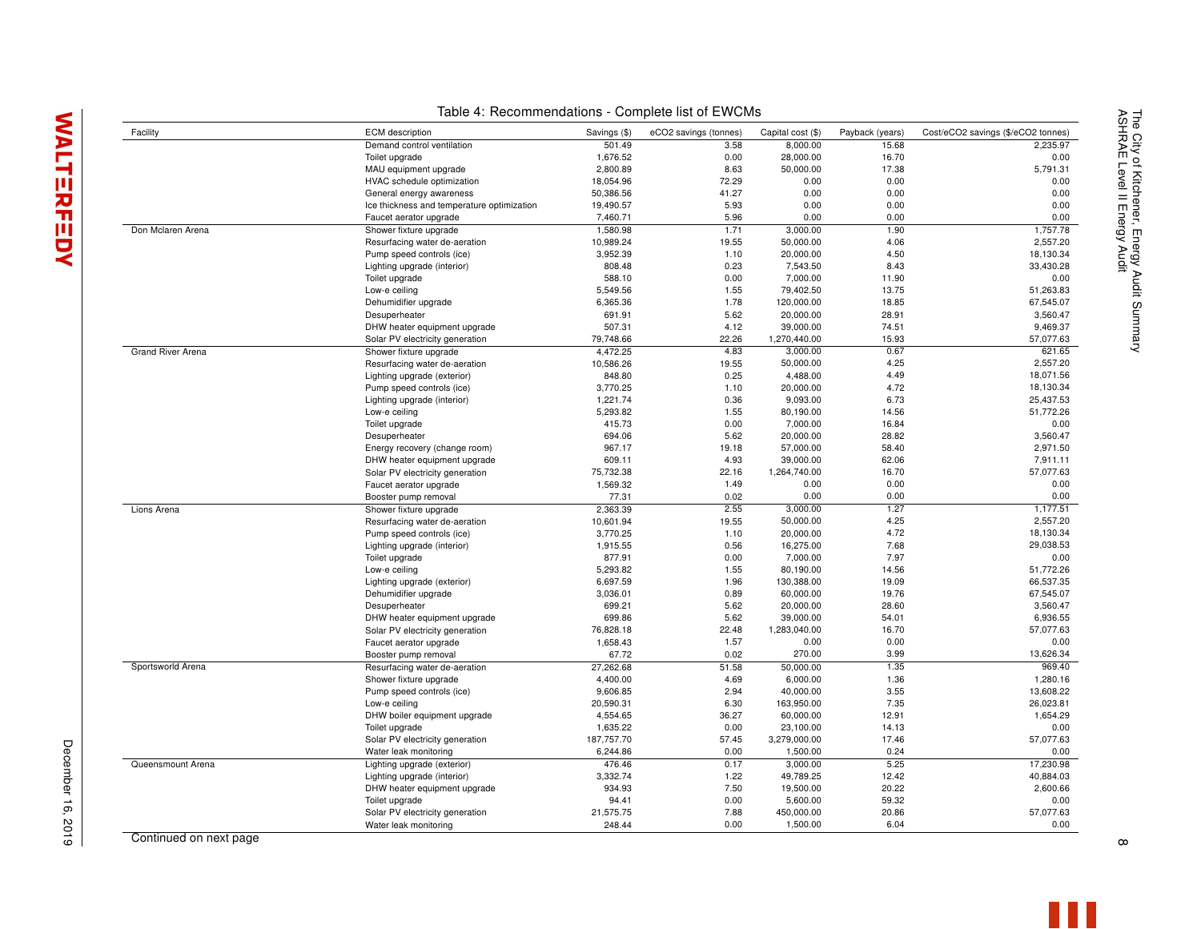Table 4: Recommendations - Complete list of EWCMs

| Facility | ECM description | Savings ($) | eCO2 savings (tonnes) | Capital cost ($) | Payback (years) | Cost/eCO2 savings ($/eCO2 tonnes) |
|---|---|---|---|---|---|---|
| | Demand control ventilation | 501.49 | 3.58 | 8,000.00 | 15.68 | 2,235.97 |
| | Toilet upgrade | 1,676.52 | 0.00 | 28,000.00 | 16.70 | 0.00 |
| | MAU equipment upgrade | 2,800.89 | 8.63 | 50,000.00 | 17.38 | 5,791.31 |
| | HVAC schedule optimization | 18,054.96 | 72.29 | 0.00 | 0.00 | 0.00 |
| | General energy awareness | 50,386.56 | 41.27 | 0.00 | 0.00 | 0.00 |
| | Ice thickness and temperature optimization | 19,490.57 | 5.93 | 0.00 | 0.00 | 0.00 |
| | Faucet aerator upgrade | 7,460.71 | 5.96 | 0.00 | 0.00 | 0.00 |
| Don Mclaren Arena | Shower fixture upgrade | 1,580.98 | 1.71 | 3,000.00 | 1.90 | 1,757.78 |
| | Resurfacing water de-aeration | 10,989.24 | 19.55 | 50,000.00 | 4.06 | 2,557.20 |
| | Pump speed controls (ice) | 3,952.39 | 1.10 | 20,000.00 | 4.50 | 18,130.34 |
| | Lighting upgrade (interior) | 808.48 | 0.23 | 7,543.50 | 8.43 | 33,430.28 |
| | Toilet upgrade | 588.10 | 0.00 | 7,000.00 | 11.90 | 0.00 |
| | Low-e ceiling | 5,549.56 | 1.55 | 79,402.50 | 13.75 | 51,263.83 |
| | Dehumidifier upgrade | 6,365.36 | 1.78 | 120,000.00 | 18.85 | 67,545.07 |
| | Desuperheater | 691.91 | 5.62 | 20,000.00 | 28.91 | 3,560.47 |
| | DHW heater equipment upgrade | 507.31 | 4.12 | 39,000.00 | 74.51 | 9,469.37 |
| | Solar PV electricity generation | 79,748.66 | 22.26 | 1,270,440.00 | 15.93 | 57,077.63 |
| Grand River Arena | Shower fixture upgrade | 4,472.25 | 4.83 | 3,000.00 | 0.67 | 621.65 |
| | Resurfacing water de-aeration | 10,586.26 | 19.55 | 50,000.00 | 4.25 | 2,557.20 |
| | Lighting upgrade (exterior) | 848.80 | 0.25 | 4,488.00 | 4.49 | 18,071.56 |
| | Pump speed controls (ice) | 3,770.25 | 1.10 | 20,000.00 | 4.72 | 18,130.34 |
| | Lighting upgrade (interior) | 1,221.74 | 0.36 | 9,093.00 | 6.73 | 25,437.53 |
| | Low-e ceiling | 5,293.82 | 1.55 | 80,190.00 | 14.56 | 51,772.26 |
| | Toilet upgrade | 415.73 | 0.00 | 7,000.00 | 16.84 | 0.00 |
| | Desuperheater | 694.06 | 5.62 | 20,000.00 | 28.82 | 3,560.47 |
| | Energy recovery (change room) | 967.17 | 19.18 | 57,000.00 | 58.40 | 2,971.50 |
| | DHW heater equipment upgrade | 609.11 | 4.93 | 39,000.00 | 62.06 | 7,911.11 |
| | Solar PV electricity generation | 75,732.38 | 22.16 | 1,264,740.00 | 16.70 | 57,077.63 |
| | Faucet aerator upgrade | 1,569.32 | 1.49 | 0.00 | 0.00 | 0.00 |
| | Booster pump removal | 77.31 | 0.02 | 0.00 | 0.00 | 0.00 |
| Lions Arena | Shower fixture upgrade | 2,363.39 | 2.55 | 3,000.00 | 1.27 | 1,177.51 |
| | Resurfacing water de-aeration | 10,601.94 | 19.55 | 50,000.00 | 4.25 | 2,557.20 |
| | Pump speed controls (ice) | 3,770.25 | 1.10 | 20,000.00 | 4.72 | 18,130.34 |
| | Lighting upgrade (interior) | 1,915.55 | 0.56 | 16,275.00 | 7.68 | 29,038.53 |
| | Toilet upgrade | 877.91 | 0.00 | 7,000.00 | 7.97 | 0.00 |
| | Low-e ceiling | 5,293.82 | 1.55 | 80,190.00 | 14.56 | 51,772.26 |
| | Lighting upgrade (exterior) | 6,697.59 | 1.96 | 130,388.00 | 19.09 | 66,537.35 |
| | Dehumidifier upgrade | 3,036.01 | 0.89 | 60,000.00 | 19.76 | 67,545.07 |
| | Desuperheater | 699.21 | 5.62 | 20,000.00 | 28.60 | 3,560.47 |
| | DHW heater equipment upgrade | 699.86 | 5.62 | 39,000.00 | 54.01 | 6,936.55 |
| | Solar PV electricity generation | 76,828.18 | 22.48 | 1,283,040.00 | 16.70 | 57,077.63 |
| | Faucet aerator upgrade | 1,658.43 | 1.57 | 0.00 | 0.00 | 0.00 |
| | Booster pump removal | 67.72 | 0.02 | 270.00 | 3.99 | 13,626.34 |
| Sportsworld Arena | Resurfacing water de-aeration | 27,262.68 | 51.58 | 50,000.00 | 1.35 | 969.40 |
| | Shower fixture upgrade | 4,400.00 | 4.69 | 6,000.00 | 1.36 | 1,280.16 |
| | Pump speed controls (ice) | 9,606.85 | 2.94 | 40,000.00 | 3.55 | 13,608.22 |
| | Low-e ceiling | 20,590.31 | 6.30 | 163,950.00 | 7.35 | 26,023.81 |
| | DHW boiler equipment upgrade | 4,554.65 | 36.27 | 60,000.00 | 12.91 | 1,654.29 |
| | Toilet upgrade | 1,635.22 | 0.00 | 23,100.00 | 14.13 | 0.00 |
| | Solar PV electricity generation | 187,757.70 | 57.45 | 3,279,000.00 | 17.46 | 57,077.63 |
| | Water leak monitoring | 6,244.86 | 0.00 | 1,500.00 | 0.24 | 0.00 |
| Queensmount Arena | Lighting upgrade (exterior) | 476.46 | 0.17 | 3,000.00 | 5.25 | 17,230.98 |
| | Lighting upgrade (interior) | 3,332.74 | 1.22 | 49,789.25 | 12.42 | 40,884.03 |
| | DHW heater equipment upgrade | 934.93 | 7.50 | 19,500.00 | 20.22 | 2,600.66 |
| | Toilet upgrade | 94.41 | 0.00 | 5,600.00 | 59.32 | 0.00 |
| | Solar PV electricity generation | 21,575.75 | 7.88 | 450,000.00 | 20.86 | 57,077.63 |
| | Water leak monitoring | 248.44 | 0.00 | 1,500.00 | 6.04 | 0.00 |

Continued on next page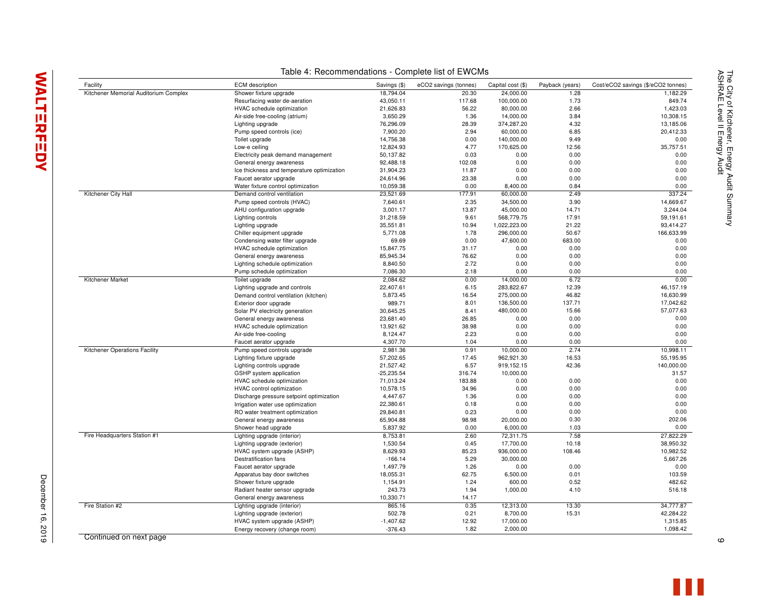Table 4: Recommendations - Complete list of EWCMs

| Facility | ECM description | Savings ($) | eCO2 savings (tonnes) | Capital cost ($) | Payback (years) | Cost/eCO2 savings ($/eCO2 tonnes) |
|---|---|---|---|---|---|---|
| Kitchener Memorial Auditorium Complex | Shower fixture upgrade | 18,794.04 | 20.30 | 24,000.00 | 1.28 | 1,182.29 |
| | Resurfacing water de-aeration | 43,050.11 | 117.68 | 100,000.00 | 1.73 | 849.74 |
| | HVAC schedule optimization | 21,626.83 | 56.22 | 80,000.00 | 2.66 | 1,423.03 |
| | Air-side free-cooling (atrium) | 3,650.29 | 1.36 | 14,000.00 | 3.84 | 10,308.15 |
| | Lighting upgrade | 76,296.09 | 28.39 | 374,287.20 | 4.32 | 13,185.06 |
| | Pump speed controls (ice) | 7,900.20 | 2.94 | 60,000.00 | 6.85 | 20,412.33 |
| | Toilet upgrade | 14,756.38 | 0.00 | 140,000.00 | 9.49 | 0.00 |
| | Low-e ceiling | 12,824.93 | 4.77 | 170,625.00 | 12.56 | 35,757.51 |
| | Electricity peak demand management | 50,137.82 | 0.03 | 0.00 | 0.00 | 0.00 |
| | General energy awareness | 92,488.18 | 102.08 | 0.00 | 0.00 | 0.00 |
| | Ice thickness and temperature optimization | 31,904.23 | 11.87 | 0.00 | 0.00 | 0.00 |
| | Faucet aerator upgrade | 24,614.96 | 23.38 | 0.00 | 0.00 | 0.00 |
| | Water fixture control optimization | 10,059.38 | 0.00 | 8,400.00 | 0.84 | 0.00 |
| Kitchener City Hall | Demand control ventilation | 23,521.69 | 177.91 | 60,000.00 | 2.49 | 337.24 |
| | Pump speed controls (HVAC) | 7,640.61 | 2.35 | 34,500.00 | 3.90 | 14,669.67 |
| | AHU configuration upgrade | 3,001.17 | 13.87 | 45,000.00 | 14.71 | 3,244.04 |
| | Lighting controls | 31,218.59 | 9.61 | 568,779.75 | 17.91 | 59,191.61 |
| | Lighting upgrade | 35,551.81 | 10.94 | 1,022,223.00 | 21.22 | 93,414.27 |
| | Chiller equipment upgrade | 5,771.08 | 1.78 | 296,000.00 | 50.67 | 166,633.99 |
| | Condensing water filter upgrade | 69.69 | 0.00 | 47,600.00 | 683.00 | 0.00 |
| | HVAC schedule optimization | 15,847.75 | 31.17 | 0.00 | 0.00 | 0.00 |
| | General energy awareness | 85,945.34 | 76.62 | 0.00 | 0.00 | 0.00 |
| | Lighting schedule optimization | 8,840.50 | 2.72 | 0.00 | 0.00 | 0.00 |
| | Pump schedule optimization | 7,086.30 | 2.18 | 0.00 | 0.00 | 0.00 |
| Kitchener Market | Toilet upgrade | 2,084.62 | 0.00 | 14,000.00 | 6.72 | 0.00 |
| | Lighting upgrade and controls | 22,407.61 | 6.15 | 283,822.67 | 12.39 | 46,157.19 |
| | Demand control ventilation (kitchen) | 5,873.45 | 16.54 | 275,000.00 | 46.82 | 16,630.99 |
| | Exterior door upgrade | 989.71 | 8.01 | 136,500.00 | 137.71 | 17,042.62 |
| | Solar PV electricity generation | 30,645.25 | 8.41 | 480,000.00 | 15.66 | 57,077.63 |
| | General energy awareness | 23,681.40 | 26.85 | 0.00 | 0.00 | 0.00 |
| | HVAC schedule optimization | 13,921.62 | 38.98 | 0.00 | 0.00 | 0.00 |
| | Air-side free-cooling | 8,124.47 | 2.23 | 0.00 | 0.00 | 0.00 |
| | Faucet aerator upgrade | 4,307.70 | 1.04 | 0.00 | 0.00 | 0.00 |
| Kitchener Operations Facility | Pump speed controls upgrade | 2,981.36 | 0.91 | 10,000.00 | 2.74 | 10,998.11 |
| | Lighting fixture upgrade | 57,202.65 | 17.45 | 962,921.30 | 16.53 | 55,195.95 |
| | Lighting controls upgrade | 21,527.42 | 6.57 | 919,152.15 | 42.36 | 140,000.00 |
| | GSHP system application | -25,235.54 | 316.74 | 10,000.00 | | 31.57 |
| | HVAC schedule optimization | 71,013.24 | 183.88 | 0.00 | 0.00 | 0.00 |
| | HVAC control optimization | 10,578.15 | 34.96 | 0.00 | 0.00 | 0.00 |
| | Discharge pressure setpoint optimization | 4,447.67 | 1.36 | 0.00 | 0.00 | 0.00 |
| | Irrigation water use optimization | 22,380.61 | 0.18 | 0.00 | 0.00 | 0.00 |
| | RO water treatment optimization | 29,840.81 | 0.23 | 0.00 | 0.00 | 0.00 |
| | General energy awareness | 65,904.88 | 98.98 | 20,000.00 | 0.30 | 202.06 |
| | Shower head upgrade | 5,837.92 | 0.00 | 6,000.00 | 1.03 | 0.00 |
| Fire Headquarters Station #1 | Lighting upgrade (interior) | 8,753.81 | 2.60 | 72,311.75 | 7.58 | 27,822.29 |
| | Lighting upgrade (exterior) | 1,530.54 | 0.45 | 17,700.00 | 10.18 | 38,950.32 |
| | HVAC system upgrade (ASHP) | 8,629.93 | 85.23 | 936,000.00 | 108.46 | 10,982.52 |
| | Destratification fans | -166.14 | 5.29 | 30,000.00 | | 5,667.26 |
| | Faucet aerator upgrade | 1,497.79 | 1.26 | 0.00 | 0.00 | 0.00 |
| | Apparatus bay door switches | 18,055.31 | 62.75 | 6,500.00 | 0.01 | 103.59 |
| | Shower fixture upgrade | 1,154.91 | 1.24 | 600.00 | 0.52 | 482.62 |
| | Radiant heater sensor upgrade | 243.73 | 1.94 | 1,000.00 | 4.10 | 516.18 |
| | General energy awareness | 10,330.71 | 14.17 | | | |
| Fire Station #2 | Lighting upgrade (interior) | 865.16 | 0.35 | 12,313.00 | 13.30 | 34,777.87 |
| | Lighting upgrade (exterior) | 502.78 | 0.21 | 8,700.00 | 15.31 | 42,284.22 |
| | HVAC system upgrade (ASHP) | -1,407.62 | 12.92 | 17,000.00 | | 1,315.85 |
| | Energy recovery (change room) | -376.43 | 1.82 | 2,000.00 | | 1,098.42 |

Continued on next page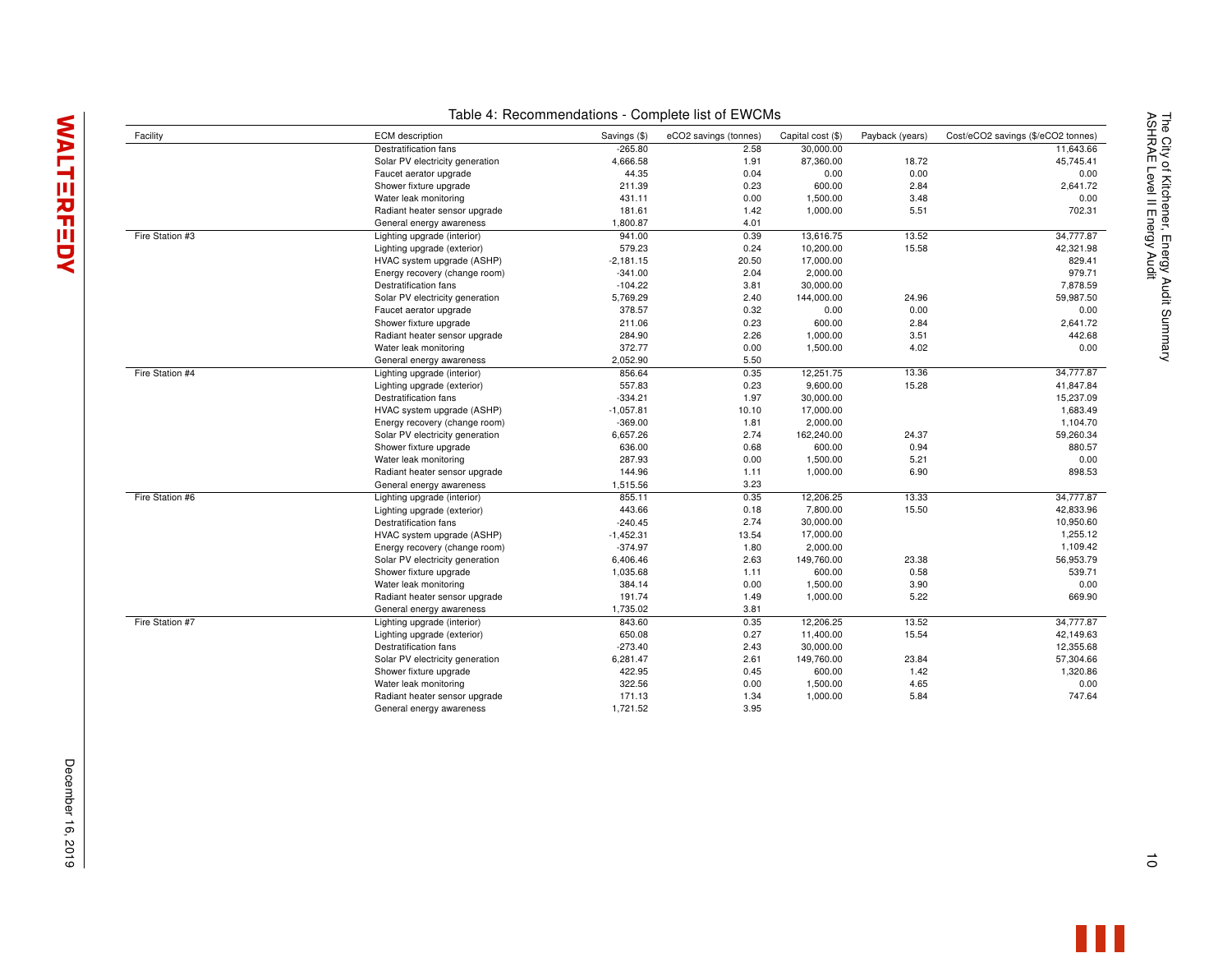Table 4: Recommendations - Complete list of EWCMs

| Facility | ECM description | Savings ($) | eCO2 savings (tonnes) | Capital cost ($) | Payback (years) | Cost/eCO2 savings ($/eCO2 tonnes) |
|---|---|---|---|---|---|---|
| | Destratification fans | -265.80 | 2.58 | 30,000.00 | | 11,643.66 |
| | Solar PV electricity generation | 4,666.58 | 1.91 | 87,360.00 | 18.72 | 45,745.41 |
| | Faucet aerator upgrade | 44.35 | 0.04 | 0.00 | 0.00 | 0.00 |
| | Shower fixture upgrade | 211.39 | 0.23 | 600.00 | 2.84 | 2,641.72 |
| | Water leak monitoring | 431.11 | 0.00 | 1,500.00 | 3.48 | 0.00 |
| | Radiant heater sensor upgrade | 181.61 | 1.42 | 1,000.00 | 5.51 | 702.31 |
| | General energy awareness | 1,800.87 | 4.01 | | | |
| Fire Station #3 | Lighting upgrade (interior) | 941.00 | 0.39 | 13,616.75 | 13.52 | 34,777.87 |
| | Lighting upgrade (exterior) | 579.23 | 0.24 | 10,200.00 | 15.58 | 42,321.98 |
| | HVAC system upgrade (ASHP) | -2,181.15 | 20.50 | 17,000.00 | | 829.41 |
| | Energy recovery (change room) | -341.00 | 2.04 | 2,000.00 | | 979.71 |
| | Destratification fans | -104.22 | 3.81 | 30,000.00 | | 7,878.59 |
| | Solar PV electricity generation | 5,769.29 | 2.40 | 144,000.00 | 24.96 | 59,987.50 |
| | Faucet aerator upgrade | 378.57 | 0.32 | 0.00 | 0.00 | 0.00 |
| | Shower fixture upgrade | 211.06 | 0.23 | 600.00 | 2.84 | 2,641.72 |
| | Radiant heater sensor upgrade | 284.90 | 2.26 | 1,000.00 | 3.51 | 442.68 |
| | Water leak monitoring | 372.77 | 0.00 | 1,500.00 | 4.02 | 0.00 |
| | General energy awareness | 2,052.90 | 5.50 | | | |
| Fire Station #4 | Lighting upgrade (interior) | 856.64 | 0.35 | 12,251.75 | 13.36 | 34,777.87 |
| | Lighting upgrade (exterior) | 557.83 | 0.23 | 9,600.00 | 15.28 | 41,847.84 |
| | Destratification fans | -334.21 | 1.97 | 30,000.00 | | 15,237.09 |
| | HVAC system upgrade (ASHP) | -1,057.81 | 10.10 | 17,000.00 | | 1,683.49 |
| | Energy recovery (change room) | -369.00 | 1.81 | 2,000.00 | | 1,104.70 |
| | Solar PV electricity generation | 6,657.26 | 2.74 | 162,240.00 | 24.37 | 59,260.34 |
| | Shower fixture upgrade | 636.00 | 0.68 | 600.00 | 0.94 | 880.57 |
| | Water leak monitoring | 287.93 | 0.00 | 1,500.00 | 5.21 | 0.00 |
| | Radiant heater sensor upgrade | 144.96 | 1.11 | 1,000.00 | 6.90 | 898.53 |
| | General energy awareness | 1,515.56 | 3.23 | | | |
| Fire Station #6 | Lighting upgrade (interior) | 855.11 | 0.35 | 12,206.25 | 13.33 | 34,777.87 |
| | Lighting upgrade (exterior) | 443.66 | 0.18 | 7,800.00 | 15.50 | 42,833.96 |
| | Destratification fans | -240.45 | 2.74 | 30,000.00 | | 10,950.60 |
| | HVAC system upgrade (ASHP) | -1,452.31 | 13.54 | 17,000.00 | | 1,255.12 |
| | Energy recovery (change room) | -374.97 | 1.80 | 2,000.00 | | 1,109.42 |
| | Solar PV electricity generation | 6,406.46 | 2.63 | 149,760.00 | 23.38 | 56,953.79 |
| | Shower fixture upgrade | 1,035.68 | 1.11 | 600.00 | 0.58 | 539.71 |
| | Water leak monitoring | 384.14 | 0.00 | 1,500.00 | 3.90 | 0.00 |
| | Radiant heater sensor upgrade | 191.74 | 1.49 | 1,000.00 | 5.22 | 669.90 |
| | General energy awareness | 1,735.02 | 3.81 | | | |
| Fire Station #7 | Lighting upgrade (interior) | 843.60 | 0.35 | 12,206.25 | 13.52 | 34,777.87 |
| | Lighting upgrade (exterior) | 650.08 | 0.27 | 11,400.00 | 15.54 | 42,149.63 |
| | Destratification fans | -273.40 | 2.43 | 30,000.00 | | 12,355.68 |
| | Solar PV electricity generation | 6,281.47 | 2.61 | 149,760.00 | 23.84 | 57,304.66 |
| | Shower fixture upgrade | 422.95 | 0.45 | 600.00 | 1.42 | 1,320.86 |
| | Water leak monitoring | 322.56 | 0.00 | 1,500.00 | 4.65 | 0.00 |
| | Radiant heater sensor upgrade | 171.13 | 1.34 | 1,000.00 | 5.84 | 747.64 |
| | General energy awareness | 1,721.52 | 3.95 | | | |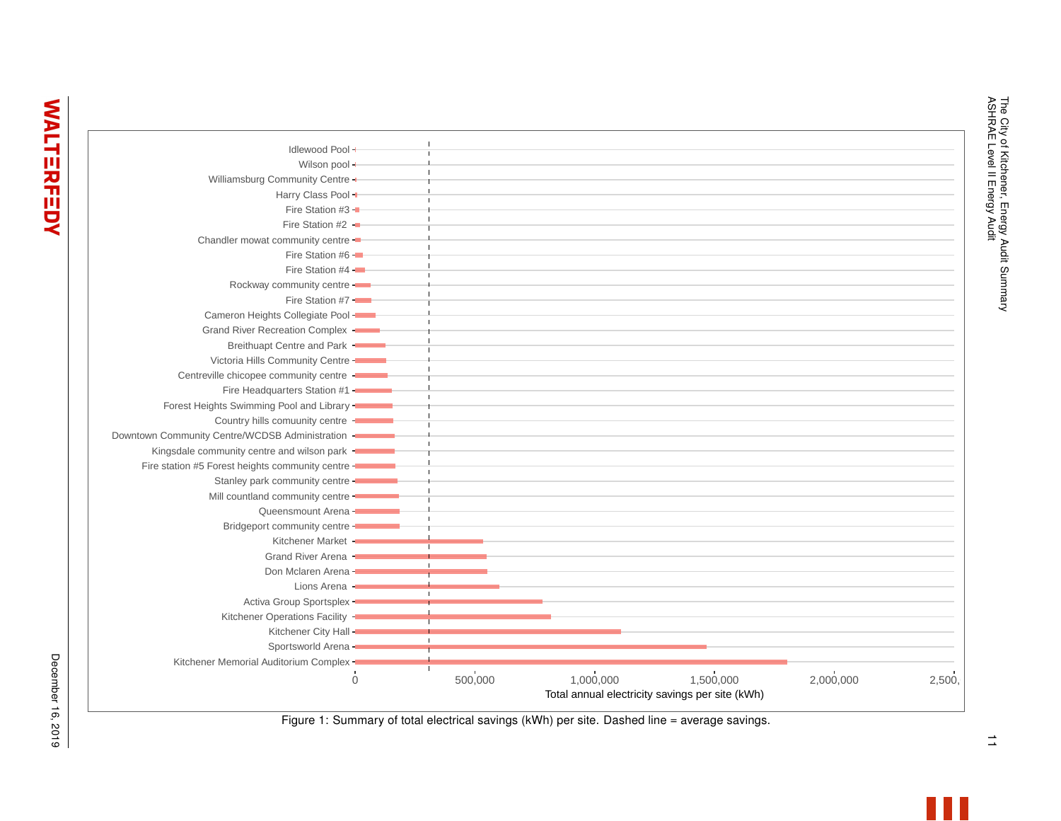Figure 1: Summary of total electrical savings (kWh) per site. Dashed line = average savings.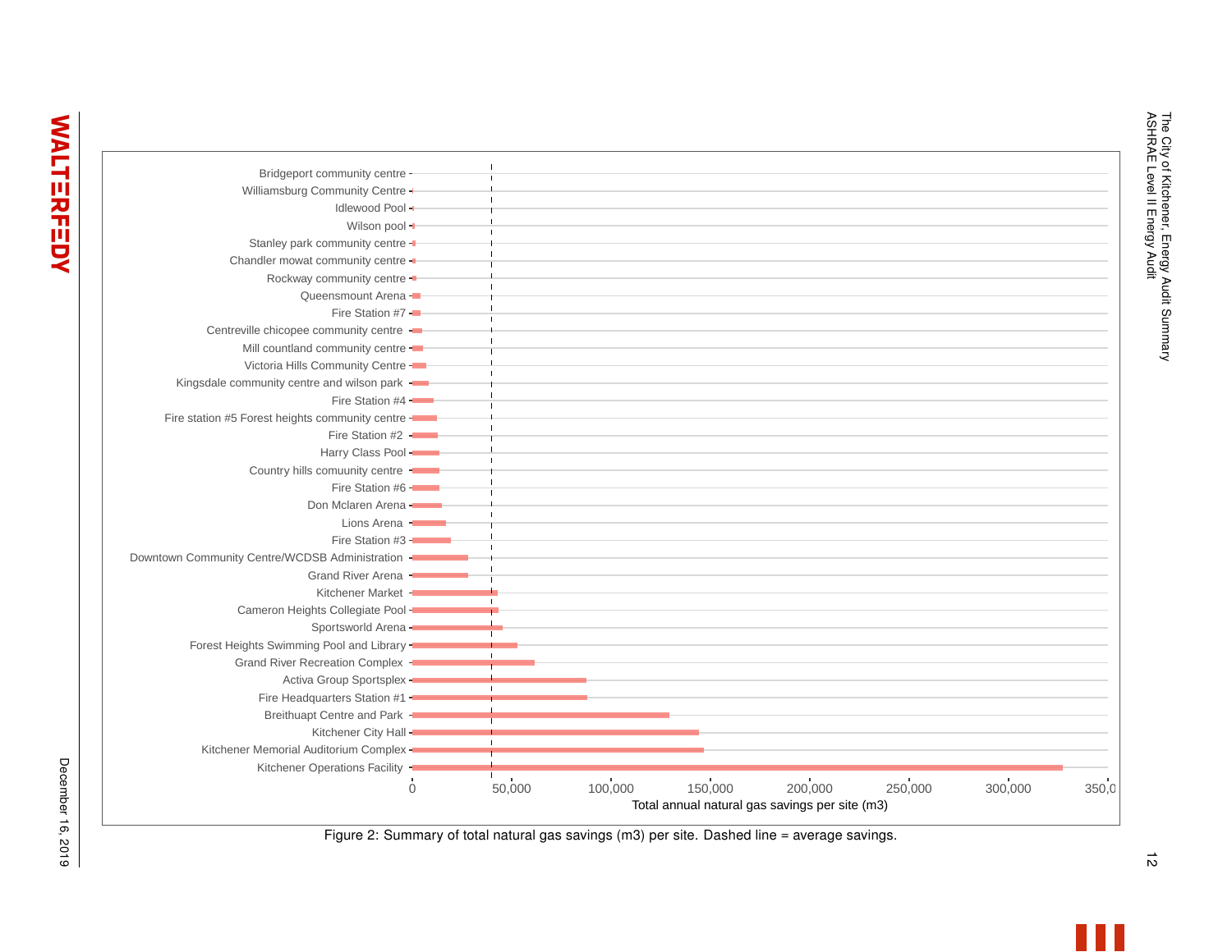Figure 2: Summary of total natural gas savings (m3) per site. Dashed line = average savings.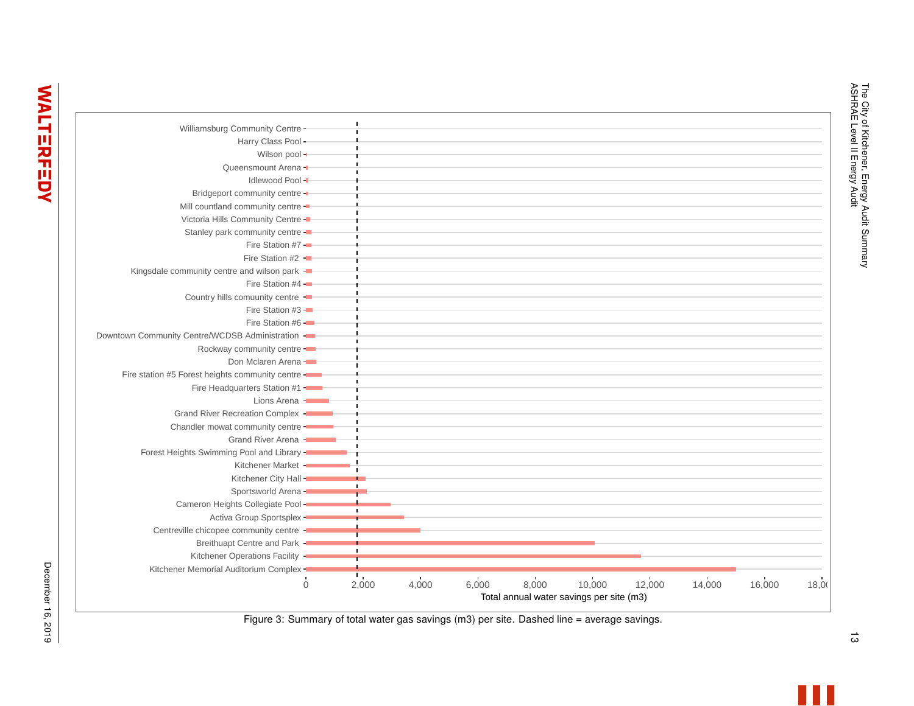Figure 3: Summary of total water gas savings (m3) per site. Dashed line = average savings.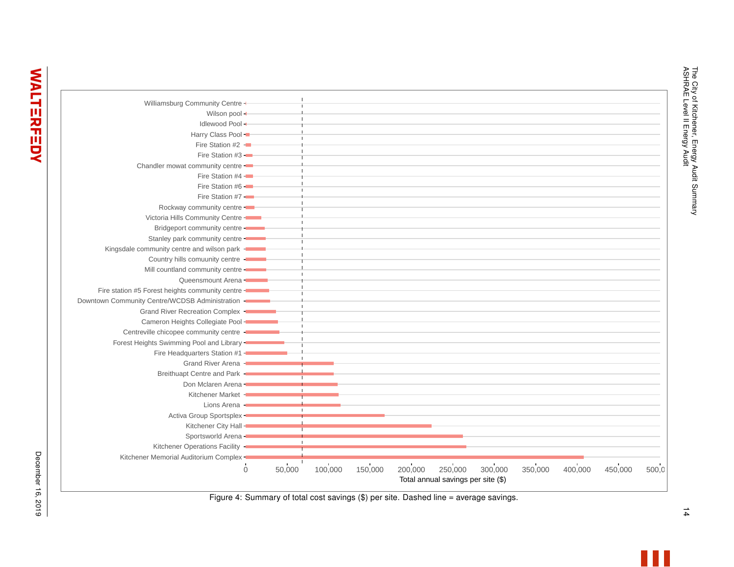Figure 4: Summary of total cost savings ($) per site. Dashed line = average savings.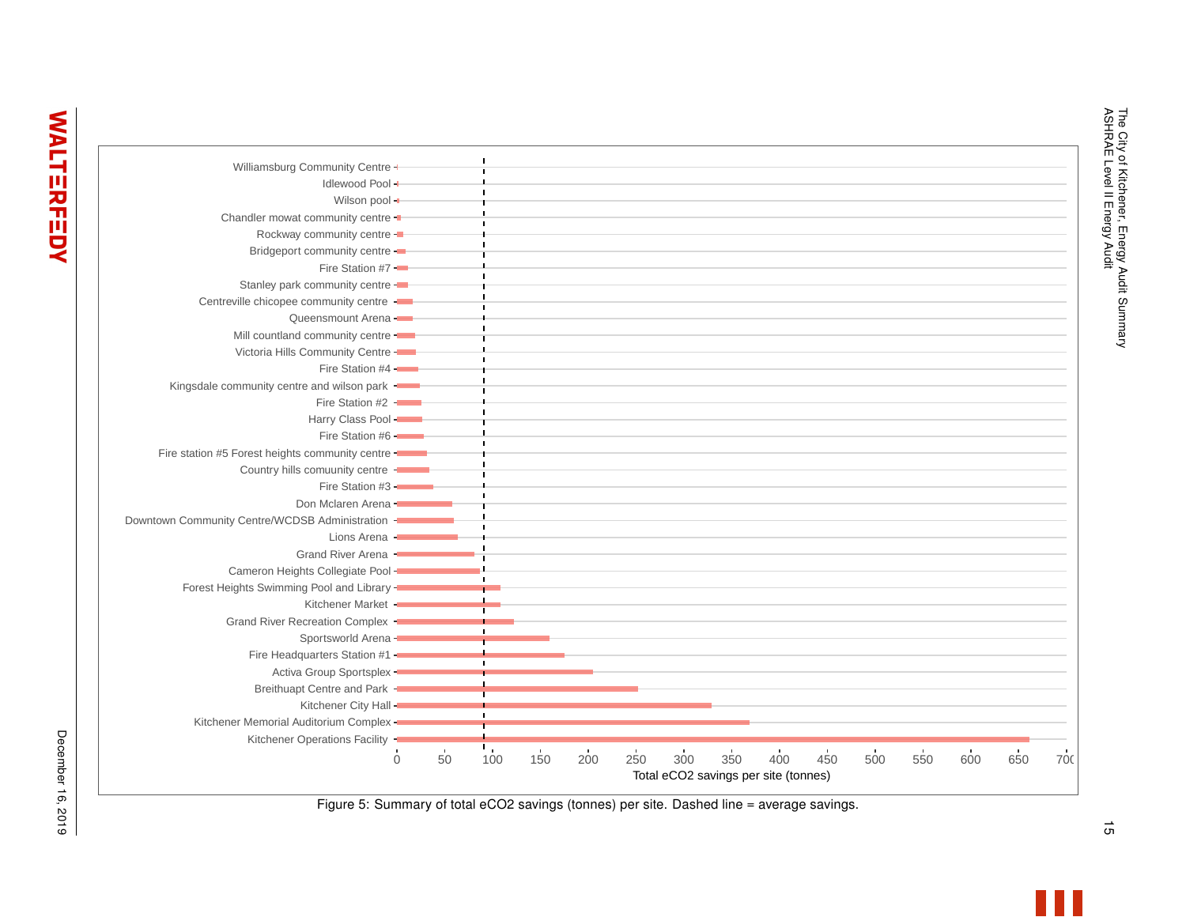| Site | Total eCO2 savings per site (tonnes) |
| --- | --- |
| Williamsburg Community Centre | |
| Idlewood Pool | |
| Wilson pool | |
| Chandler mowat community centre | |
| Rockway community centre | |
| Bridgeport community centre | |
| Fire Station #7 | |
| Stanley park community centre | |
| Centreville chicopee community centre | |
| Queensmount Arena | |
| Mill countland community centre | |
| Victoria Hills Community Centre | |
| Fire Station #4 | |
| Kingsdale community centre and wilson park | |
| Fire Station #2 | |
| Harry Class Pool | |
| Fire Station #6 | |
| Fire station #5 Forest heights community centre | |
| Country hills comuunity centre | |
| Fire Station #3 | |
| Don Mclaren Arena | |
| Downtown Community Centre/WCDSB Administration | |
| Lions Arena | |
| Grand River Arena | |
| Cameron Heights Collegiate Pool | |
| Forest Heights Swimming Pool and Library | |
| Kitchener Market | |
| Grand River Recreation Complex | |
| Sportsworld Arena | |
| Fire Headquarters Station #1 | |
| Activa Group Sportsplex | |
| Breithuapt Centre and Park | |
| Kitchener City Hall | |
| Kitchener Memorial Auditorium Complex | |
| Kitchener Operations Facility | |

Figure 5: Summary of total eCO2 savings (tonnes) per site. Dashed line = average savings.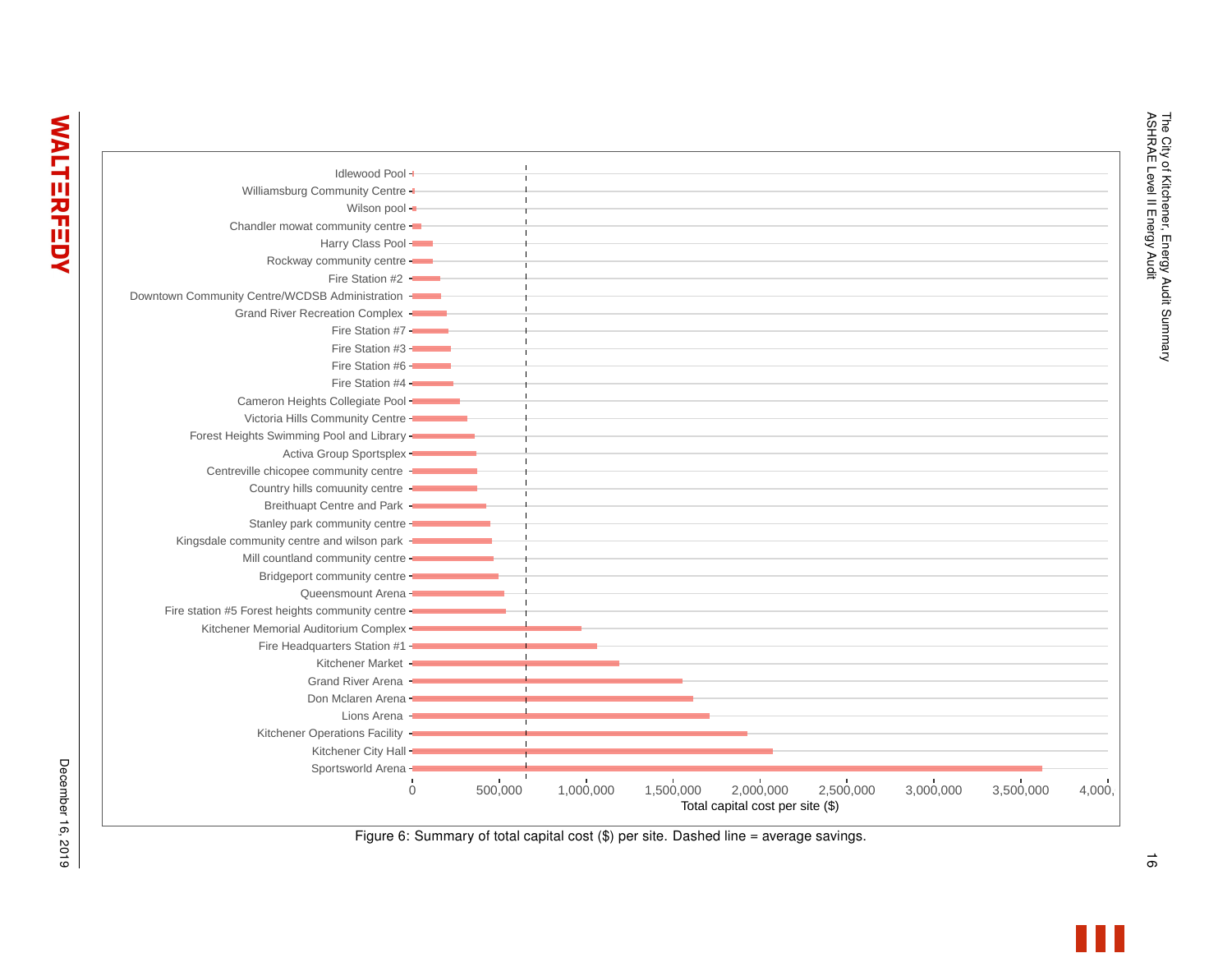Figure 6: Summary of total capital cost ($) per site. Dashed line = average savings.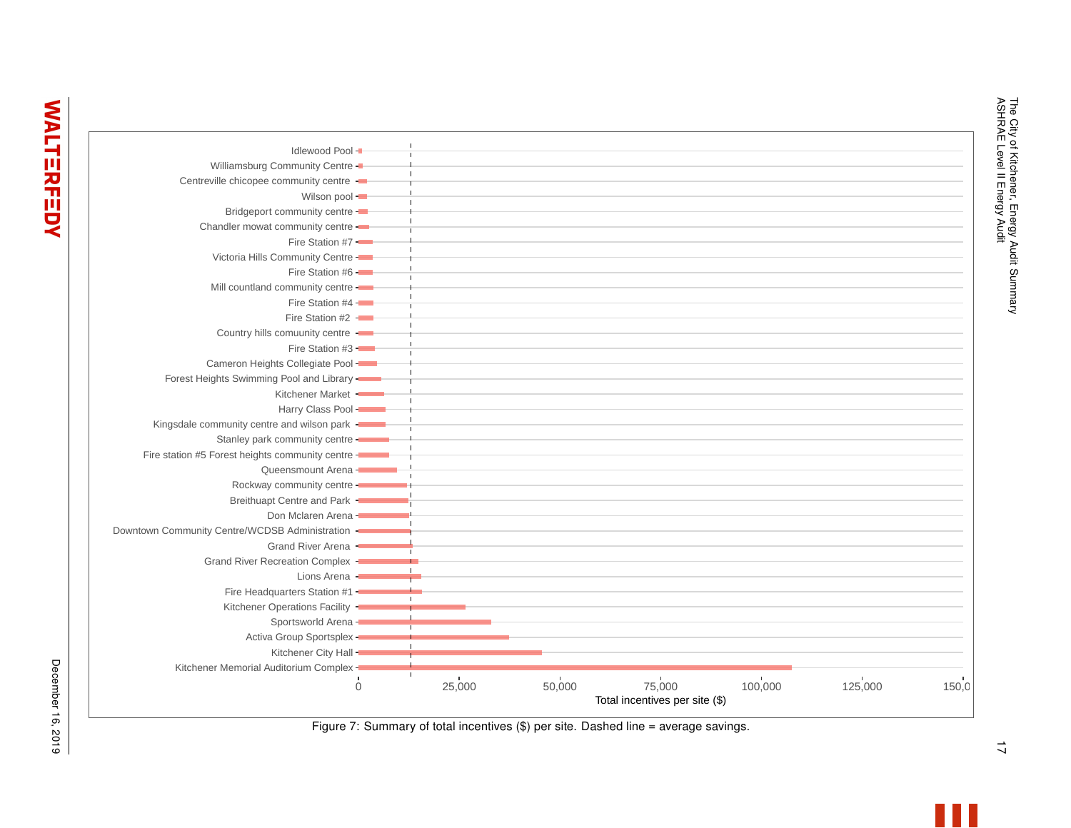Figure 7: Summary of total incentives ($) per site. Dashed line = average savings.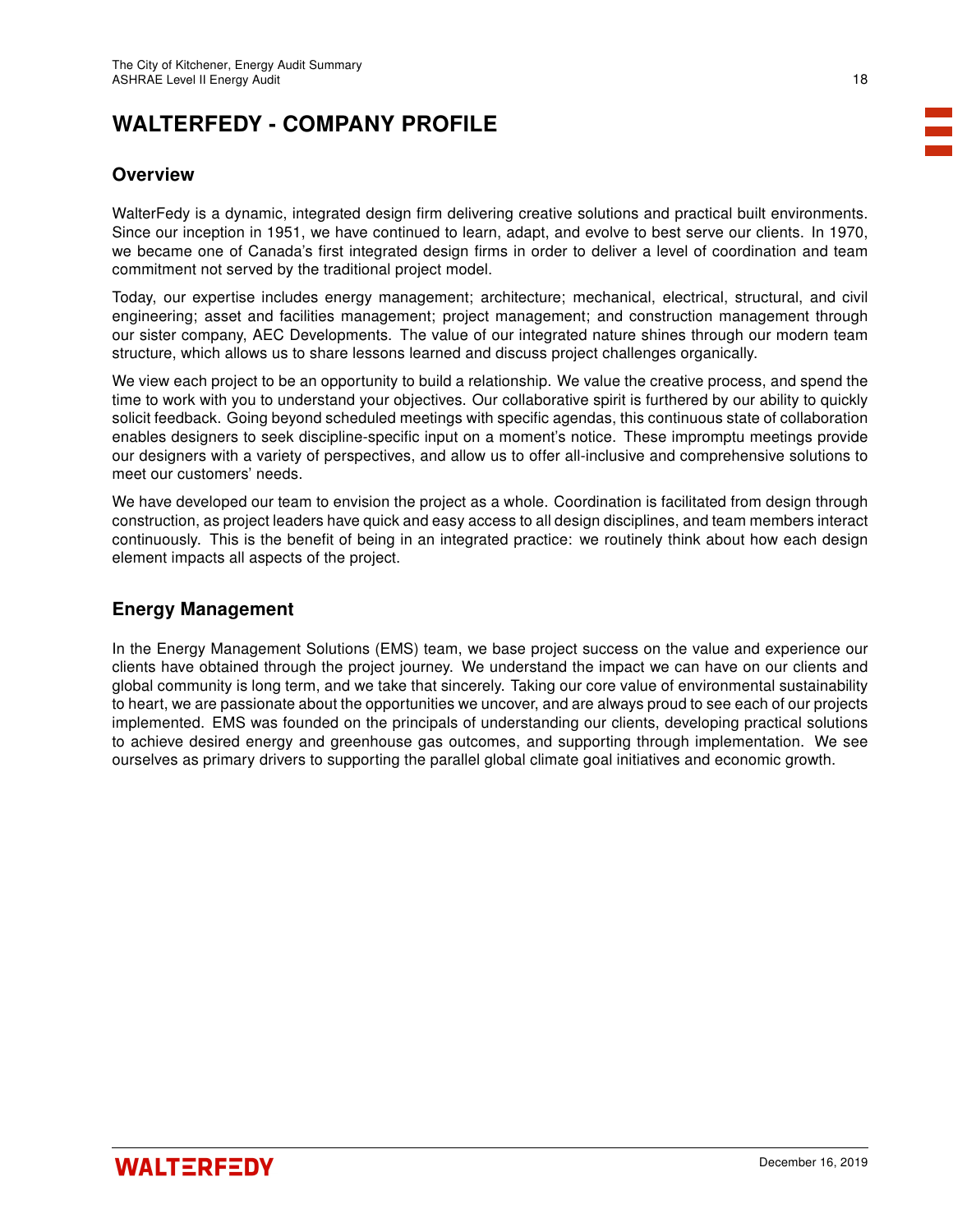# WALTERFEDY - COMPANY PROFILE

## Overview

WalterFedy is a dynamic, integrated design firm delivering creative solutions and practical built environments. Since our inception in 1951, we have continued to learn, adapt, and evolve to best serve our clients. In 1970, we became one of Canada's first integrated design firms in order to deliver a level of coordination and team commitment not served by the traditional project model.

Today, our expertise includes energy management; architecture; mechanical, electrical, structural, and civil engineering; asset and facilities management; project management; and construction management through our sister company, AEC Developments. The value of our integrated nature shines through our modern team structure, which allows us to share lessons learned and discuss project challenges organically.

We view each project to be an opportunity to build a relationship. We value the creative process, and spend the time to work with you to understand your objectives. Our collaborative spirit is furthered by our ability to quickly solicit feedback. Going beyond scheduled meetings with specific agendas, this continuous state of collaboration enables designers to seek discipline-specific input on a moment's notice. These impromptu meetings provide our designers with a variety of perspectives, and allow us to offer all-inclusive and comprehensive solutions to meet our customers' needs.

We have developed our team to envision the project as a whole. Coordination is facilitated from design through construction, as project leaders have quick and easy access to all design disciplines, and team members interact continuously. This is the benefit of being in an integrated practice: we routinely think about how each design element impacts all aspects of the project.

## Energy Management

In the Energy Management Solutions (EMS) team, we base project success on the value and experience our clients have obtained through the project journey. We understand the impact we can have on our clients and global community is long term, and we take that sincerely. Taking our core value of environmental sustainability to heart, we are passionate about the opportunities we uncover, and are always proud to see each of our projects implemented. EMS was founded on the principals of understanding our clients, developing practical solutions to achieve desired energy and greenhouse gas outcomes, and supporting through implementation. We see ourselves as primary drivers to supporting the parallel global climate goal initiatives and economic growth.